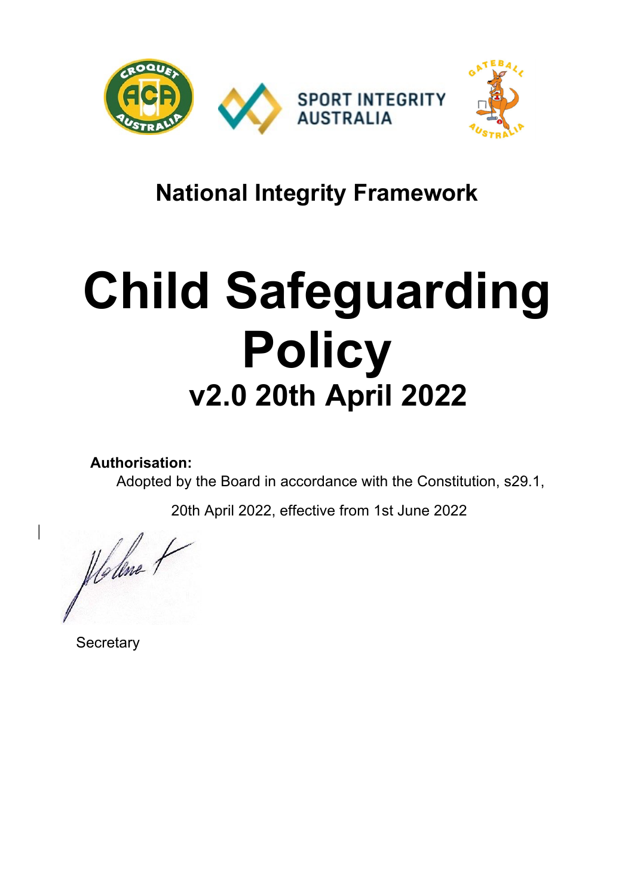## National Integrity Framework

# Child Safeguarding Policy

## v2.0 20th April 2022

**Authorisation:**

Adopted by the Board in accordance with the Constitution, s29.1,

20th April 2022, effective from 1st June 2022

Secretary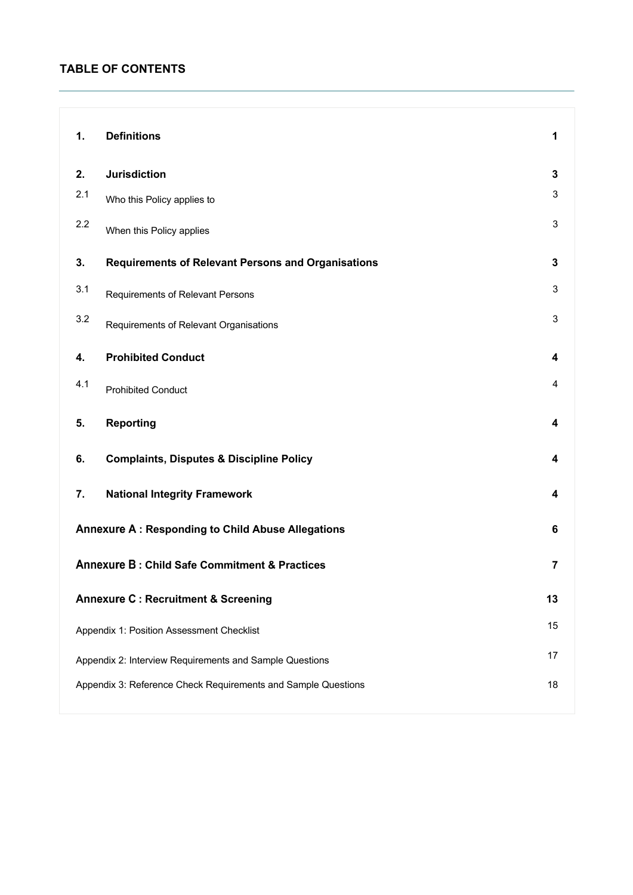## TABLE OF CONTENTS

| | | |
|---|---|---|
| **1.** | **Definitions** | **1** |
| **2.** | **Jurisdiction** | **3** |
| 2.1 | Who this Policy applies to | 3 |
| 2.2 | When this Policy applies | 3 |
| **3.** | **Requirements of Relevant Persons and Organisations** | **3** |
| 3.1 | Requirements of Relevant Persons | 3 |
| 3.2 | Requirements of Relevant Organisations | 3 |
| **4.** | **Prohibited Conduct** | **4** |
| 4.1 | Prohibited Conduct | 4 |
| **5.** | **Reporting** | **4** |
| **6.** | **Complaints, Disputes & Discipline Policy** | **4** |
| **7.** | **National Integrity Framework** | **4** |
| **Annexure A : Responding to Child Abuse Allegations** | | **6** |
| **Annexure B : Child Safe Commitment & Practices** | | **7** |
| **Annexure C : Recruitment & Screening** | | **13** |
| Appendix 1: Position Assessment Checklist | | 15 |
| Appendix 2: Interview Requirements and Sample Questions | | 17 |
| Appendix 3: Reference Check Requirements and Sample Questions | | 18 |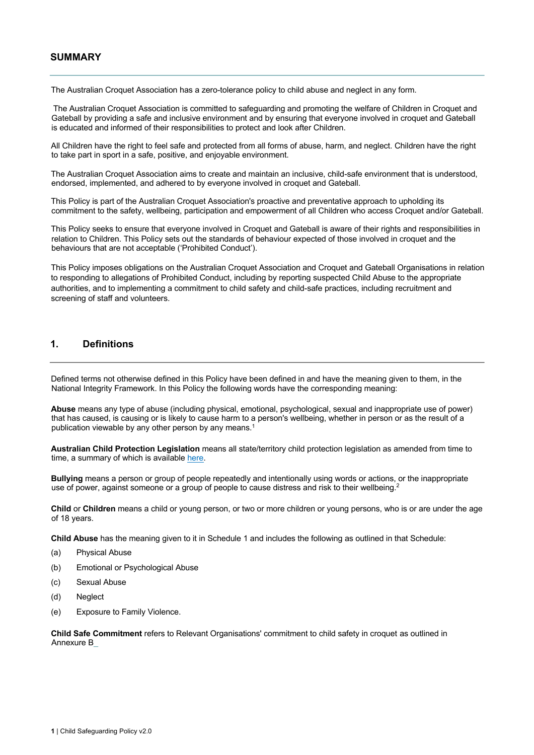## SUMMARY

The Australian Croquet Association has a zero-tolerance policy to child abuse and neglect in any form.

The Australian Croquet Association is committed to safeguarding and promoting the welfare of Children in Croquet and Gateball by providing a safe and inclusive environment and by ensuring that everyone involved in croquet and Gateball is educated and informed of their responsibilities to protect and look after Children.

All Children have the right to feel safe and protected from all forms of abuse, harm, and neglect. Children have the right to take part in sport in a safe, positive, and enjoyable environment.

The Australian Croquet Association aims to create and maintain an inclusive, child-safe environment that is understood, endorsed, implemented, and adhered to by everyone involved in croquet and Gateball.

This Policy is part of the Australian Croquet Association's proactive and preventative approach to upholding its commitment to the safety, wellbeing, participation and empowerment of all Children who access Croquet and/or Gateball.

This Policy seeks to ensure that everyone involved in Croquet and Gateball is aware of their rights and responsibilities in relation to Children. This Policy sets out the standards of behaviour expected of those involved in croquet and the behaviours that are not acceptable ('Prohibited Conduct').

This Policy imposes obligations on the Australian Croquet Association and Croquet and Gateball Organisations in relation to responding to allegations of Prohibited Conduct, including by reporting suspected Child Abuse to the appropriate authorities, and to implementing a commitment to child safety and child-safe practices, including recruitment and screening of staff and volunteers.

## 1. Definitions

Defined terms not otherwise defined in this Policy have been defined in and have the meaning given to them, in the National Integrity Framework. In this Policy the following words have the corresponding meaning:

**Abuse** means any type of abuse (including physical, emotional, psychological, sexual and inappropriate use of power) that has caused, is causing or is likely to cause harm to a person's wellbeing, whether in person or as the result of a publication viewable by any other person by any means.[1]

**Australian Child Protection Legislation** means all state/territory child protection legislation as amended from time to time, a summary of which is available here.

**Bullying** means a person or group of people repeatedly and intentionally using words or actions, or the inappropriate use of power, against someone or a group of people to cause distress and risk to their wellbeing.[2]

**Child** or **Children** means a child or young person, or two or more children or young persons, who is or are under the age of 18 years.

**Child Abuse** has the meaning given to it in Schedule 1 and includes the following as outlined in that Schedule:

(a) Physical Abuse

(b) Emotional or Psychological Abuse

(c) Sexual Abuse

(d) Neglect

(e) Exposure to Family Violence.

**Child Safe Commitment** refers to Relevant Organisations' commitment to child safety in croquet as outlined in Annexure B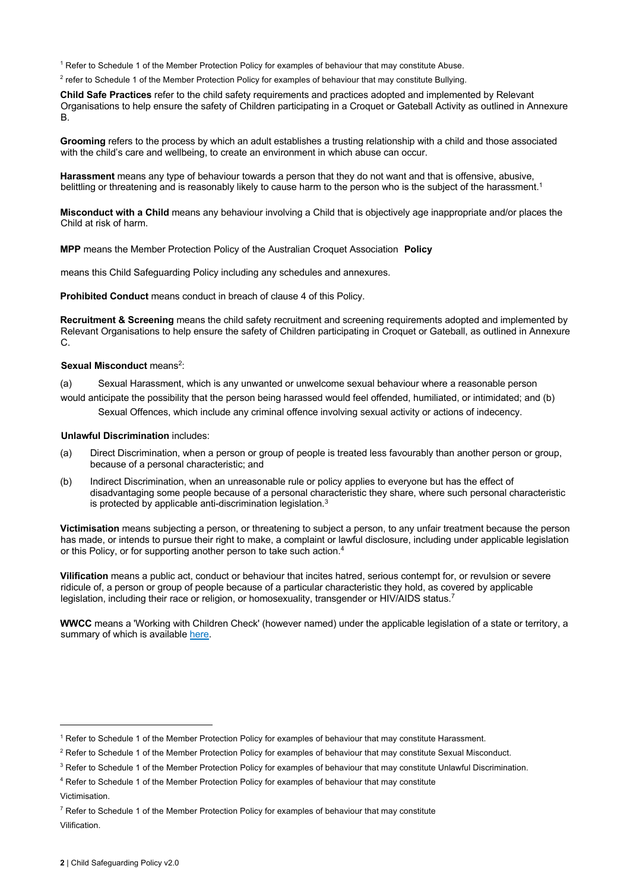[1] Refer to Schedule 1 of the Member Protection Policy for examples of behaviour that may constitute Abuse.

[2] refer to Schedule 1 of the Member Protection Policy for examples of behaviour that may constitute Bullying.

**Child Safe Practices** refer to the child safety requirements and practices adopted and implemented by Relevant Organisations to help ensure the safety of Children participating in a Croquet or Gateball Activity as outlined in Annexure B.

**Grooming** refers to the process by which an adult establishes a trusting relationship with a child and those associated with the child's care and wellbeing, to create an environment in which abuse can occur.

**Harassment** means any type of behaviour towards a person that they do not want and that is offensive, abusive, belittling or threatening and is reasonably likely to cause harm to the person who is the subject of the harassment.[1]

**Misconduct with a Child** means any behaviour involving a Child that is objectively age inappropriate and/or places the Child at risk of harm.

**MPP** means the Member Protection Policy of the Australian Croquet Association **Policy**

means this Child Safeguarding Policy including any schedules and annexures.

**Prohibited Conduct** means conduct in breach of clause 4 of this Policy.

**Recruitment & Screening** means the child safety recruitment and screening requirements adopted and implemented by Relevant Organisations to help ensure the safety of Children participating in Croquet or Gateball, as outlined in Annexure C.

**Sexual Misconduct** means[2]:

(a) Sexual Harassment, which is any unwanted or unwelcome sexual behaviour where a reasonable person would anticipate the possibility that the person being harassed would feel offended, humiliated, or intimidated; and (b) Sexual Offences, which include any criminal offence involving sexual activity or actions of indecency.

**Unlawful Discrimination** includes:

(a) Direct Discrimination, when a person or group of people is treated less favourably than another person or group, because of a personal characteristic; and

(b) Indirect Discrimination, when an unreasonable rule or policy applies to everyone but has the effect of disadvantaging some people because of a personal characteristic they share, where such personal characteristic is protected by applicable anti-discrimination legislation.[3]

**Victimisation** means subjecting a person, or threatening to subject a person, to any unfair treatment because the person has made, or intends to pursue their right to make, a complaint or lawful disclosure, including under applicable legislation or this Policy, or for supporting another person to take such action.[4]

**Vilification** means a public act, conduct or behaviour that incites hatred, serious contempt for, or revulsion or severe ridicule of, a person or group of people because of a particular characteristic they hold, as covered by applicable legislation, including their race or religion, or homosexuality, transgender or HIV/AIDS status.[7]

**WWCC** means a 'Working with Children Check' (however named) under the applicable legislation of a state or territory, a summary of which is available here.

---

[1] Refer to Schedule 1 of the Member Protection Policy for examples of behaviour that may constitute Harassment.

[2] Refer to Schedule 1 of the Member Protection Policy for examples of behaviour that may constitute Sexual Misconduct.

[3] Refer to Schedule 1 of the Member Protection Policy for examples of behaviour that may constitute Unlawful Discrimination.

[4] Refer to Schedule 1 of the Member Protection Policy for examples of behaviour that may constitute Victimisation.

[7] Refer to Schedule 1 of the Member Protection Policy for examples of behaviour that may constitute Vilification.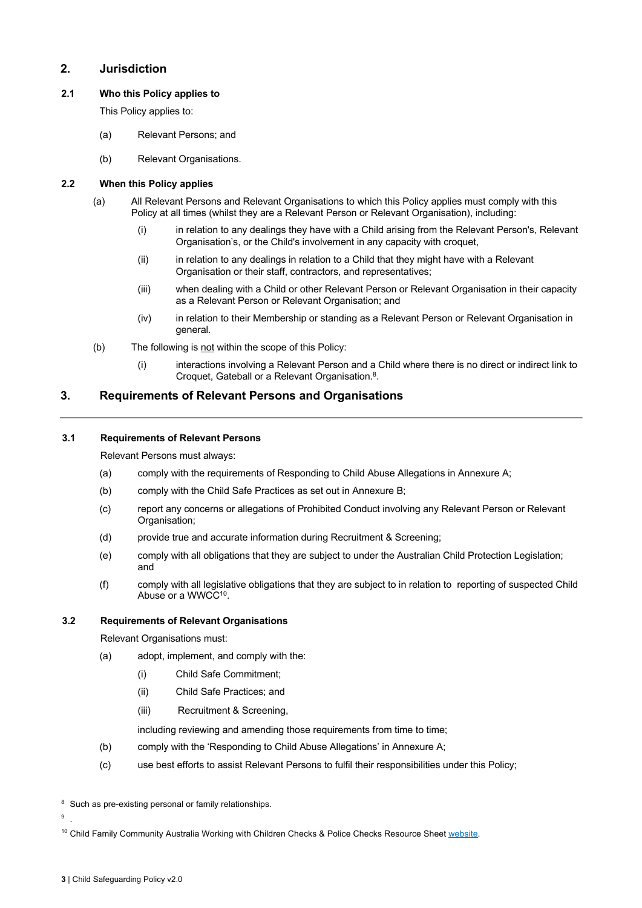## 2. Jurisdiction

### 2.1 Who this Policy applies to

This Policy applies to:

(a) Relevant Persons; and

(b) Relevant Organisations.

### 2.2 When this Policy applies

(a) All Relevant Persons and Relevant Organisations to which this Policy applies must comply with this Policy at all times (whilst they are a Relevant Person or Relevant Organisation), including:

(i) in relation to any dealings they have with a Child arising from the Relevant Person's, Relevant Organisation's, or the Child's involvement in any capacity with croquet,

(ii) in relation to any dealings in relation to a Child that they might have with a Relevant Organisation or their staff, contractors, and representatives;

(iii) when dealing with a Child or other Relevant Person or Relevant Organisation in their capacity as a Relevant Person or Relevant Organisation; and

(iv) in relation to their Membership or standing as a Relevant Person or Relevant Organisation in general.

(b) The following is not within the scope of this Policy:

(i) interactions involving a Relevant Person and a Child where there is no direct or indirect link to Croquet, Gateball or a Relevant Organisation.[8].

## 3. Requirements of Relevant Persons and Organisations

### 3.1 Requirements of Relevant Persons

Relevant Persons must always:

(a) comply with the requirements of Responding to Child Abuse Allegations in Annexure A;

(b) comply with the Child Safe Practices as set out in Annexure B;

(c) report any concerns or allegations of Prohibited Conduct involving any Relevant Person or Relevant Organisation;

(d) provide true and accurate information during Recruitment & Screening;

(e) comply with all obligations that they are subject to under the Australian Child Protection Legislation; and

(f) comply with all legislative obligations that they are subject to in relation to reporting of suspected Child Abuse or a WWCC[10].

### 3.2 Requirements of Relevant Organisations

Relevant Organisations must:

(a) adopt, implement, and comply with the:

(i) Child Safe Commitment;

(ii) Child Safe Practices; and

(iii) Recruitment & Screening,

including reviewing and amending those requirements from time to time;

(b) comply with the 'Responding to Child Abuse Allegations' in Annexure A;

(c) use best efforts to assist Relevant Persons to fulfil their responsibilities under this Policy;

[8] Such as pre-existing personal or family relationships.

[9] .

[10] Child Family Community Australia Working with Children Checks & Police Checks Resource Sheet website.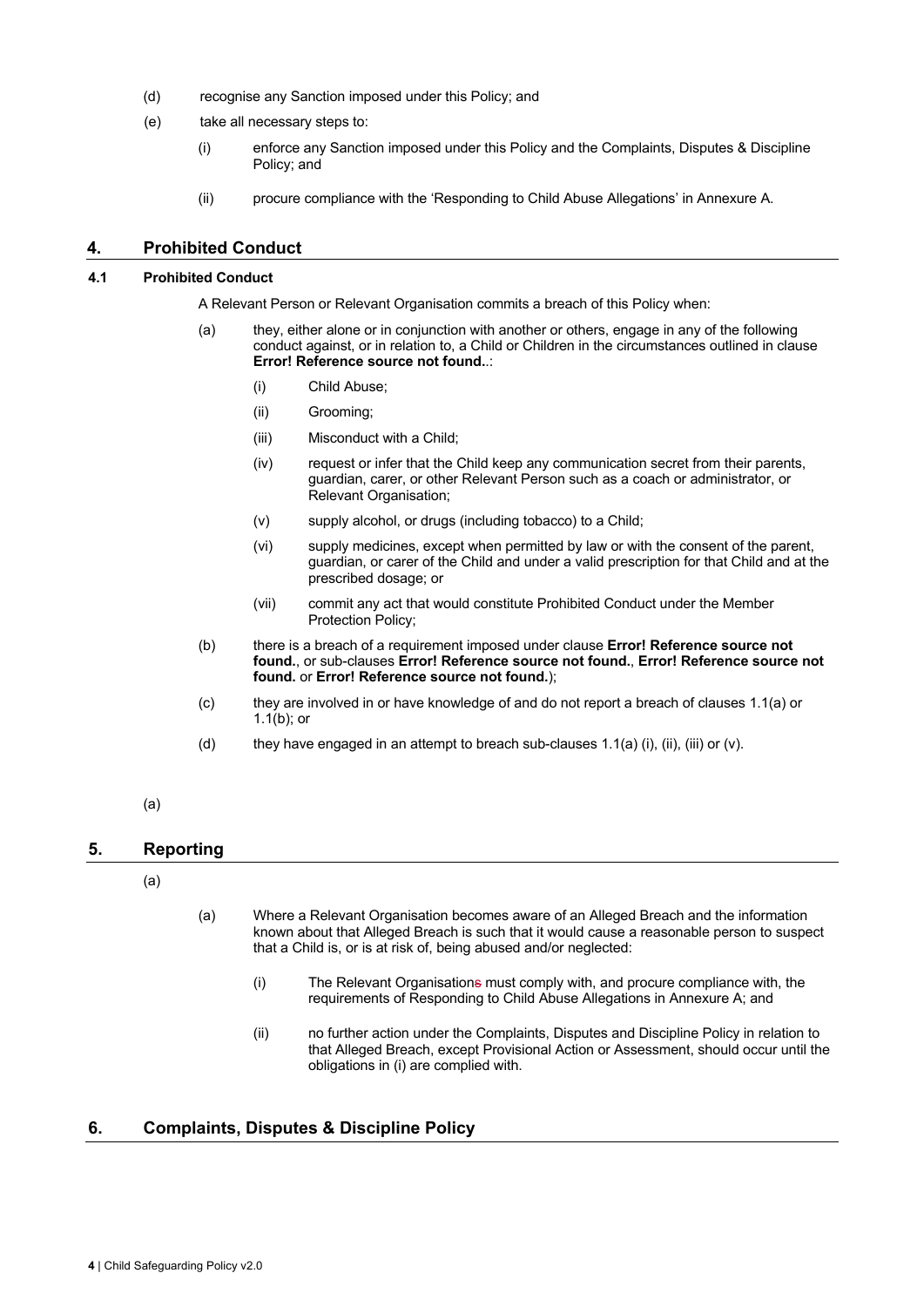(d) recognise any Sanction imposed under this Policy; and

(e) take all necessary steps to:

  (i) enforce any Sanction imposed under this Policy and the Complaints, Disputes & Discipline Policy; and

  (ii) procure compliance with the 'Responding to Child Abuse Allegations' in Annexure A.

## 4. Prohibited Conduct

### 4.1 Prohibited Conduct

A Relevant Person or Relevant Organisation commits a breach of this Policy when:

(a) they, either alone or in conjunction with another or others, engage in any of the following conduct against, or in relation to, a Child or Children in the circumstances outlined in clause **Error! Reference source not found.**.:

  (i) Child Abuse;

  (ii) Grooming;

  (iii) Misconduct with a Child;

  (iv) request or infer that the Child keep any communication secret from their parents, guardian, carer, or other Relevant Person such as a coach or administrator, or Relevant Organisation;

  (v) supply alcohol, or drugs (including tobacco) to a Child;

  (vi) supply medicines, except when permitted by law or with the consent of the parent, guardian, or carer of the Child and under a valid prescription for that Child and at the prescribed dosage; or

  (vii) commit any act that would constitute Prohibited Conduct under the Member Protection Policy;

(b) there is a breach of a requirement imposed under clause **Error! Reference source not found.**, or sub-clauses **Error! Reference source not found.**, **Error! Reference source not found.** or **Error! Reference source not found.**);

(c) they are involved in or have knowledge of and do not report a breach of clauses 1.1(a) or 1.1(b); or

(d) they have engaged in an attempt to breach sub-clauses 1.1(a) (i), (ii), (iii) or (v).

(a)

## 5. Reporting

(a)

(a) Where a Relevant Organisation becomes aware of an Alleged Breach and the information known about that Alleged Breach is such that it would cause a reasonable person to suspect that a Child is, or is at risk of, being abused and/or neglected:

  (i) The Relevant Organisations must comply with, and procure compliance with, the requirements of Responding to Child Abuse Allegations in Annexure A; and

  (ii) no further action under the Complaints, Disputes and Discipline Policy in relation to that Alleged Breach, except Provisional Action or Assessment, should occur until the obligations in (i) are complied with.

## 6. Complaints, Disputes & Discipline Policy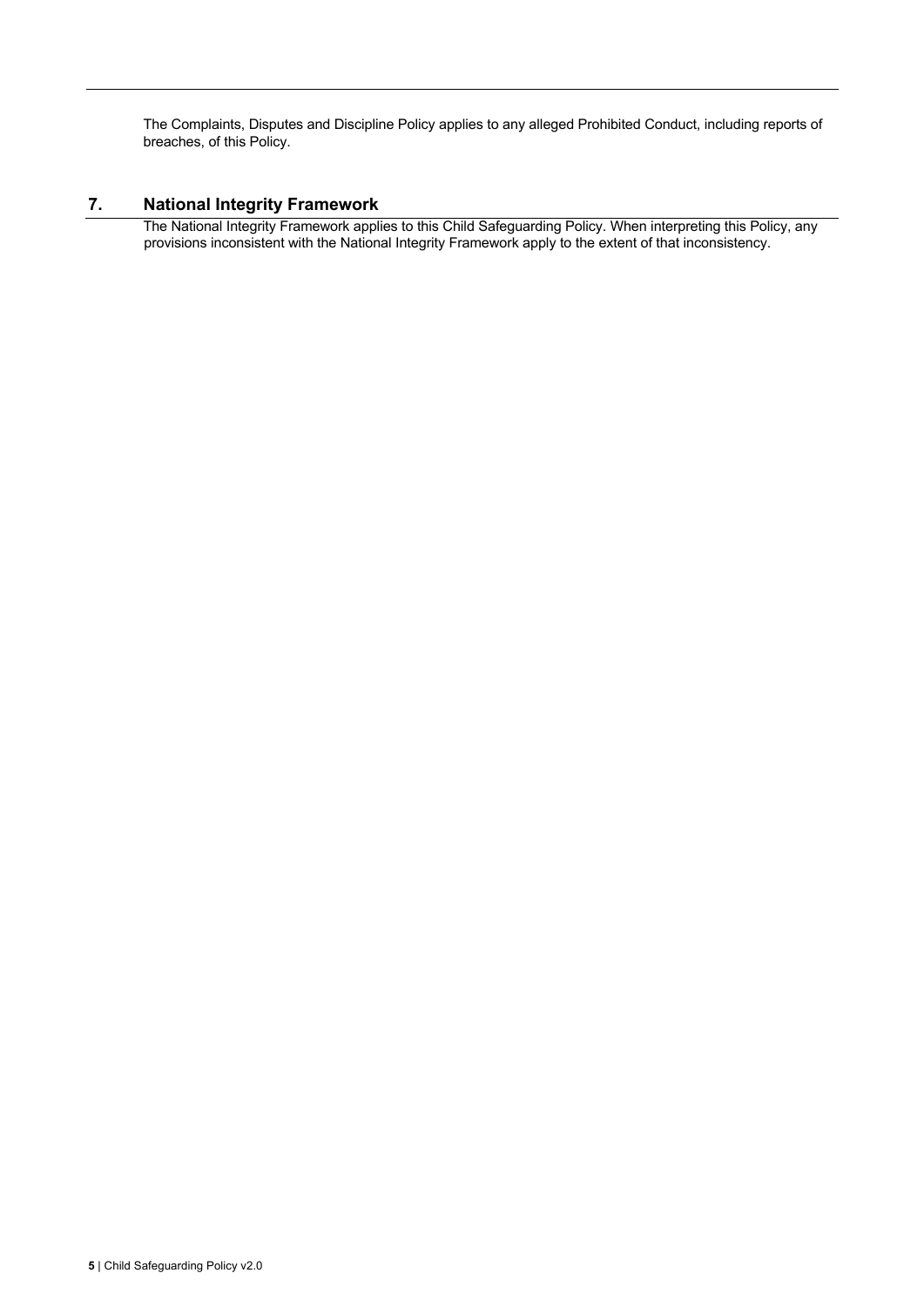The Complaints, Disputes and Discipline Policy applies to any alleged Prohibited Conduct, including reports of breaches, of this Policy.

## 7. National Integrity Framework

The National Integrity Framework applies to this Child Safeguarding Policy. When interpreting this Policy, any provisions inconsistent with the National Integrity Framework apply to the extent of that inconsistency.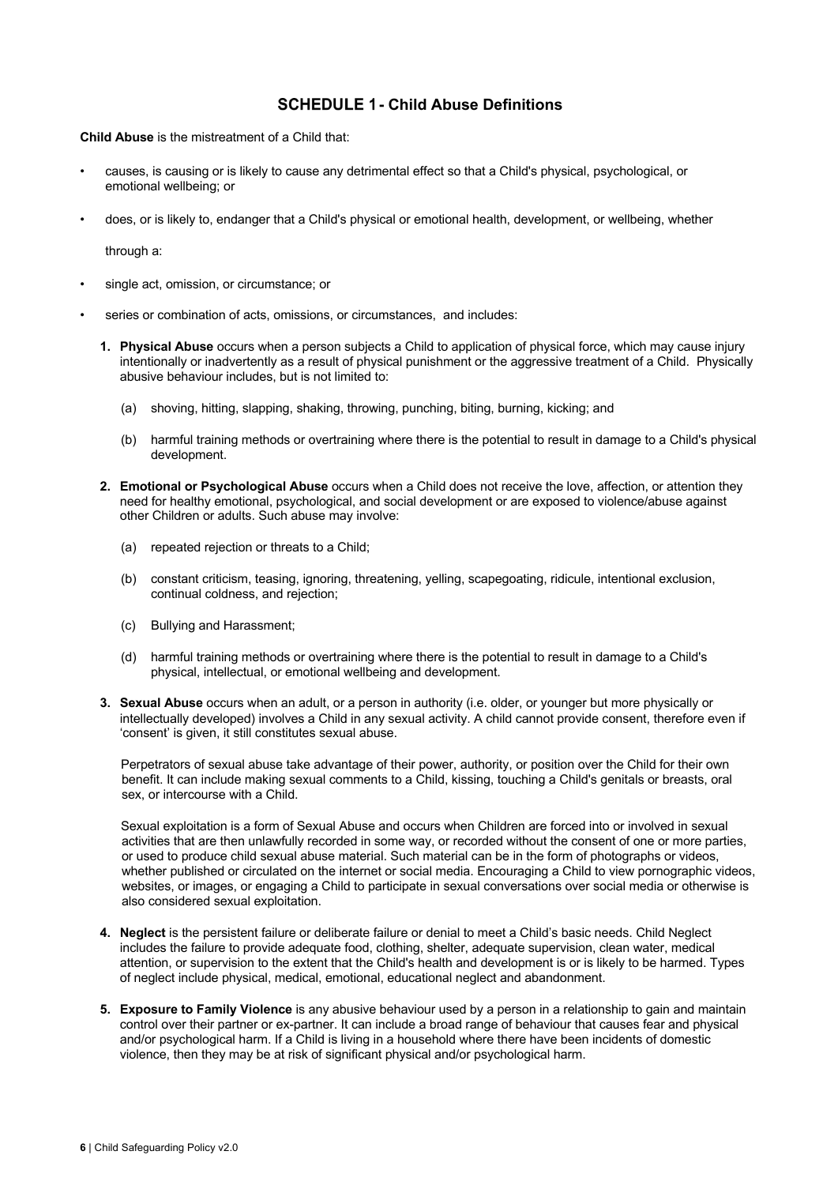## SCHEDULE 1 - Child Abuse Definitions

**Child Abuse** is the mistreatment of a Child that:

- causes, is causing or is likely to cause any detrimental effect so that a Child's physical, psychological, or emotional wellbeing; or
- does, or is likely to, endanger that a Child's physical or emotional health, development, or wellbeing, whether

  through a:

- single act, omission, or circumstance; or
- series or combination of acts, omissions, or circumstances, and includes:

1. **Physical Abuse** occurs when a person subjects a Child to application of physical force, which may cause injury intentionally or inadvertently as a result of physical punishment or the aggressive treatment of a Child. Physically abusive behaviour includes, but is not limited to:

   (a) shoving, hitting, slapping, shaking, throwing, punching, biting, burning, kicking; and

   (b) harmful training methods or overtraining where there is the potential to result in damage to a Child's physical development.

2. **Emotional or Psychological Abuse** occurs when a Child does not receive the love, affection, or attention they need for healthy emotional, psychological, and social development or are exposed to violence/abuse against other Children or adults. Such abuse may involve:

   (a) repeated rejection or threats to a Child;

   (b) constant criticism, teasing, ignoring, threatening, yelling, scapegoating, ridicule, intentional exclusion, continual coldness, and rejection;

   (c) Bullying and Harassment;

   (d) harmful training methods or overtraining where there is the potential to result in damage to a Child's physical, intellectual, or emotional wellbeing and development.

3. **Sexual Abuse** occurs when an adult, or a person in authority (i.e. older, or younger but more physically or intellectually developed) involves a Child in any sexual activity. A child cannot provide consent, therefore even if 'consent' is given, it still constitutes sexual abuse.

   Perpetrators of sexual abuse take advantage of their power, authority, or position over the Child for their own benefit. It can include making sexual comments to a Child, kissing, touching a Child's genitals or breasts, oral sex, or intercourse with a Child.

   Sexual exploitation is a form of Sexual Abuse and occurs when Children are forced into or involved in sexual activities that are then unlawfully recorded in some way, or recorded without the consent of one or more parties, or used to produce child sexual abuse material. Such material can be in the form of photographs or videos, whether published or circulated on the internet or social media. Encouraging a Child to view pornographic videos, websites, or images, or engaging a Child to participate in sexual conversations over social media or otherwise is also considered sexual exploitation.

4. **Neglect** is the persistent failure or deliberate failure or denial to meet a Child's basic needs. Child Neglect includes the failure to provide adequate food, clothing, shelter, adequate supervision, clean water, medical attention, or supervision to the extent that the Child's health and development is or is likely to be harmed. Types of neglect include physical, medical, emotional, educational neglect and abandonment.

5. **Exposure to Family Violence** is any abusive behaviour used by a person in a relationship to gain and maintain control over their partner or ex-partner. It can include a broad range of behaviour that causes fear and physical and/or psychological harm. If a Child is living in a household where there have been incidents of domestic violence, then they may be at risk of significant physical and/or psychological harm.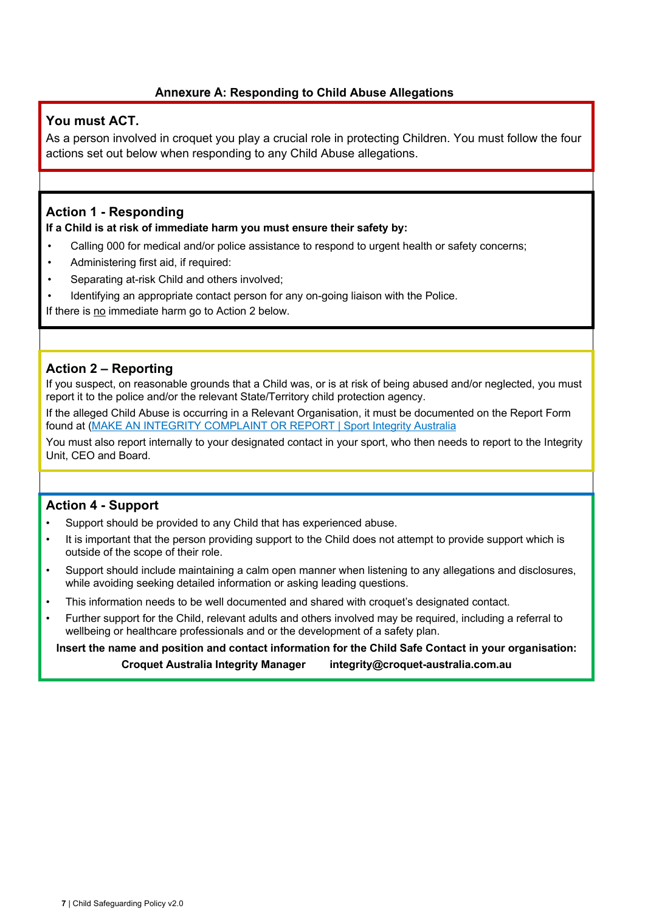**Annexure A: Responding to Child Abuse Allegations**

## You must ACT.

As a person involved in croquet you play a crucial role in protecting Children. You must follow the four actions set out below when responding to any Child Abuse allegations.

## Action 1 - Responding

**If a Child is at risk of immediate harm you must ensure their safety by:**

- Calling 000 for medical and/or police assistance to respond to urgent health or safety concerns;
- Administering first aid, if required:
- Separating at-risk Child and others involved;
- Identifying an appropriate contact person for any on-going liaison with the Police.

If there is no immediate harm go to Action 2 below.

## Action 2 – Reporting

If you suspect, on reasonable grounds that a Child was, or is at risk of being abused and/or neglected, you must report it to the police and/or the relevant State/Territory child protection agency.

If the alleged Child Abuse is occurring in a Relevant Organisation, it must be documented on the Report Form found at (MAKE AN INTEGRITY COMPLAINT OR REPORT | Sport Integrity Australia

You must also report internally to your designated contact in your sport, who then needs to report to the Integrity Unit, CEO and Board.

## Action 4 - Support

- Support should be provided to any Child that has experienced abuse.
- It is important that the person providing support to the Child does not attempt to provide support which is outside of the scope of their role.
- Support should include maintaining a calm open manner when listening to any allegations and disclosures, while avoiding seeking detailed information or asking leading questions.
- This information needs to be well documented and shared with croquet's designated contact.
- Further support for the Child, relevant adults and others involved may be required, including a referral to wellbeing or healthcare professionals and or the development of a safety plan.

**Insert the name and position and contact information for the Child Safe Contact in your organisation:**

**Croquet Australia Integrity Manager integrity@croquet-australia.com.au**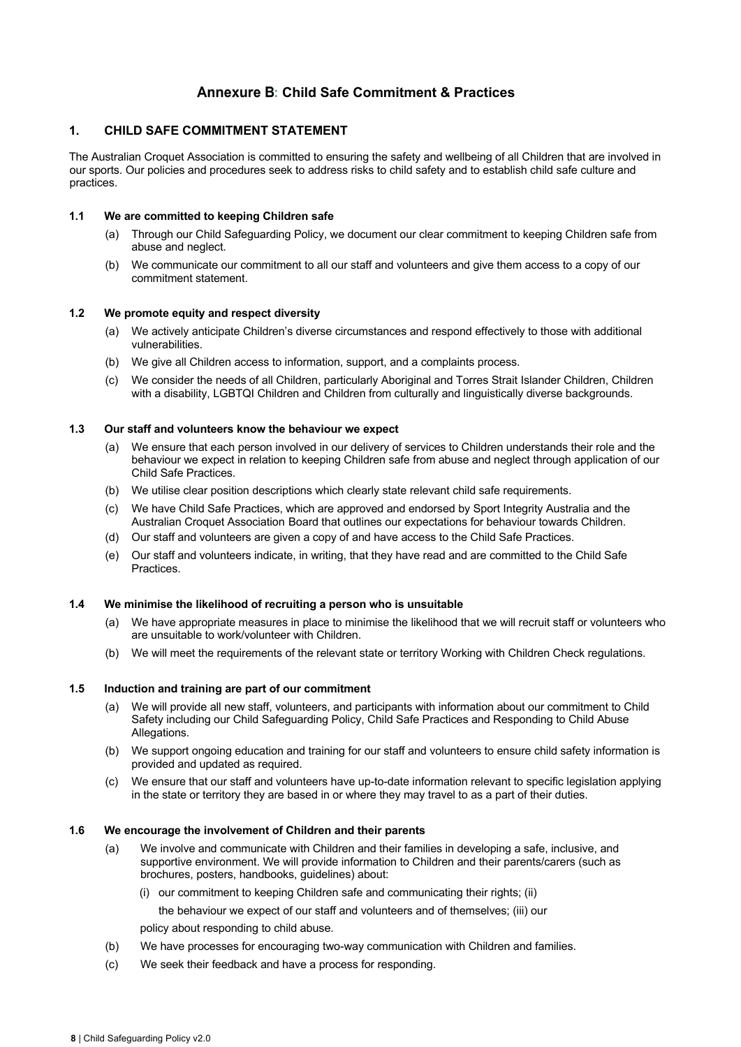# Annexure B: Child Safe Commitment & Practices

## 1. CHILD SAFE COMMITMENT STATEMENT

The Australian Croquet Association is committed to ensuring the safety and wellbeing of all Children that are involved in our sports. Our policies and procedures seek to address risks to child safety and to establish child safe culture and practices.

### 1.1 We are committed to keeping Children safe

(a) Through our Child Safeguarding Policy, we document our clear commitment to keeping Children safe from abuse and neglect.

(b) We communicate our commitment to all our staff and volunteers and give them access to a copy of our commitment statement.

### 1.2 We promote equity and respect diversity

(a) We actively anticipate Children's diverse circumstances and respond effectively to those with additional vulnerabilities.

(b) We give all Children access to information, support, and a complaints process.

(c) We consider the needs of all Children, particularly Aboriginal and Torres Strait Islander Children, Children with a disability, LGBTQI Children and Children from culturally and linguistically diverse backgrounds.

### 1.3 Our staff and volunteers know the behaviour we expect

(a) We ensure that each person involved in our delivery of services to Children understands their role and the behaviour we expect in relation to keeping Children safe from abuse and neglect through application of our Child Safe Practices.

(b) We utilise clear position descriptions which clearly state relevant child safe requirements.

(c) We have Child Safe Practices, which are approved and endorsed by Sport Integrity Australia and the Australian Croquet Association Board that outlines our expectations for behaviour towards Children.

(d) Our staff and volunteers are given a copy of and have access to the Child Safe Practices.

(e) Our staff and volunteers indicate, in writing, that they have read and are committed to the Child Safe Practices.

### 1.4 We minimise the likelihood of recruiting a person who is unsuitable

(a) We have appropriate measures in place to minimise the likelihood that we will recruit staff or volunteers who are unsuitable to work/volunteer with Children.

(b) We will meet the requirements of the relevant state or territory Working with Children Check regulations.

### 1.5 Induction and training are part of our commitment

(a) We will provide all new staff, volunteers, and participants with information about our commitment to Child Safety including our Child Safeguarding Policy, Child Safe Practices and Responding to Child Abuse Allegations.

(b) We support ongoing education and training for our staff and volunteers to ensure child safety information is provided and updated as required.

(c) We ensure that our staff and volunteers have up-to-date information relevant to specific legislation applying in the state or territory they are based in or where they may travel to as a part of their duties.

### 1.6 We encourage the involvement of Children and their parents

(a) We involve and communicate with Children and their families in developing a safe, inclusive, and supportive environment. We will provide information to Children and their parents/carers (such as brochures, posters, handbooks, guidelines) about:

(i) our commitment to keeping Children safe and communicating their rights; (ii) the behaviour we expect of our staff and volunteers and of themselves; (iii) our policy about responding to child abuse.

(b) We have processes for encouraging two-way communication with Children and families.

(c) We seek their feedback and have a process for responding.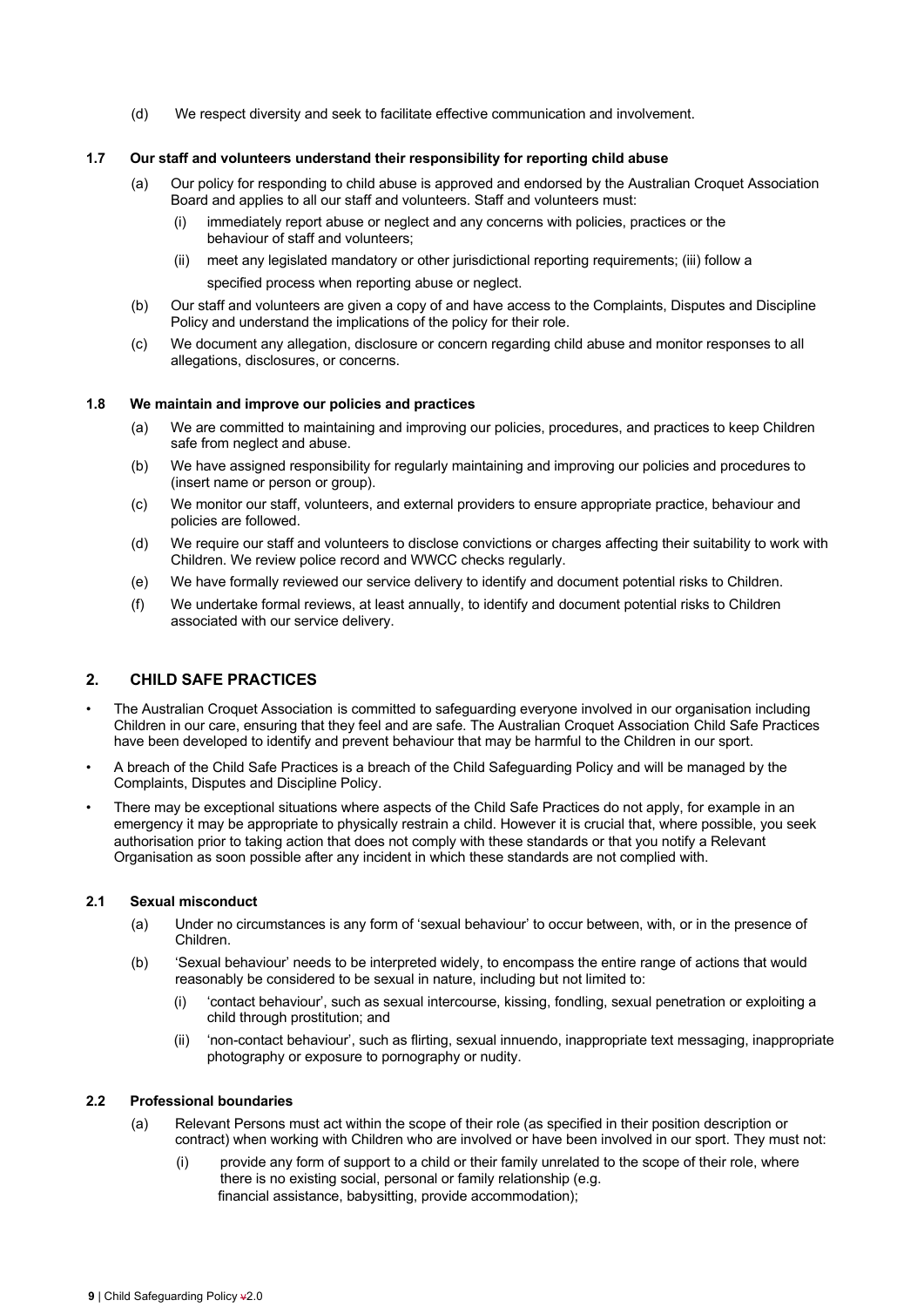(d) We respect diversity and seek to facilitate effective communication and involvement.

### 1.7 Our staff and volunteers understand their responsibility for reporting child abuse

(a) Our policy for responding to child abuse is approved and endorsed by the Australian Croquet Association Board and applies to all our staff and volunteers. Staff and volunteers must:

   (i) immediately report abuse or neglect and any concerns with policies, practices or the behaviour of staff and volunteers;

   (ii) meet any legislated mandatory or other jurisdictional reporting requirements; (iii) follow a specified process when reporting abuse or neglect.

(b) Our staff and volunteers are given a copy of and have access to the Complaints, Disputes and Discipline Policy and understand the implications of the policy for their role.

(c) We document any allegation, disclosure or concern regarding child abuse and monitor responses to all allegations, disclosures, or concerns.

### 1.8 We maintain and improve our policies and practices

(a) We are committed to maintaining and improving our policies, procedures, and practices to keep Children safe from neglect and abuse.

(b) We have assigned responsibility for regularly maintaining and improving our policies and procedures to (insert name or person or group).

(c) We monitor our staff, volunteers, and external providers to ensure appropriate practice, behaviour and policies are followed.

(d) We require our staff and volunteers to disclose convictions or charges affecting their suitability to work with Children. We review police record and WWCC checks regularly.

(e) We have formally reviewed our service delivery to identify and document potential risks to Children.

(f) We undertake formal reviews, at least annually, to identify and document potential risks to Children associated with our service delivery.

## 2. CHILD SAFE PRACTICES

- The Australian Croquet Association is committed to safeguarding everyone involved in our organisation including Children in our care, ensuring that they feel and are safe. The Australian Croquet Association Child Safe Practices have been developed to identify and prevent behaviour that may be harmful to the Children in our sport.
- A breach of the Child Safe Practices is a breach of the Child Safeguarding Policy and will be managed by the Complaints, Disputes and Discipline Policy.
- There may be exceptional situations where aspects of the Child Safe Practices do not apply, for example in an emergency it may be appropriate to physically restrain a child. However it is crucial that, where possible, you seek authorisation prior to taking action that does not comply with these standards or that you notify a Relevant Organisation as soon possible after any incident in which these standards are not complied with.

### 2.1 Sexual misconduct

(a) Under no circumstances is any form of 'sexual behaviour' to occur between, with, or in the presence of Children.

(b) 'Sexual behaviour' needs to be interpreted widely, to encompass the entire range of actions that would reasonably be considered to be sexual in nature, including but not limited to:

   (i) 'contact behaviour', such as sexual intercourse, kissing, fondling, sexual penetration or exploiting a child through prostitution; and

   (ii) 'non-contact behaviour', such as flirting, sexual innuendo, inappropriate text messaging, inappropriate photography or exposure to pornography or nudity.

### 2.2 Professional boundaries

(a) Relevant Persons must act within the scope of their role (as specified in their position description or contract) when working with Children who are involved or have been involved in our sport. They must not:

   (i) provide any form of support to a child or their family unrelated to the scope of their role, where there is no existing social, personal or family relationship (e.g. financial assistance, babysitting, provide accommodation);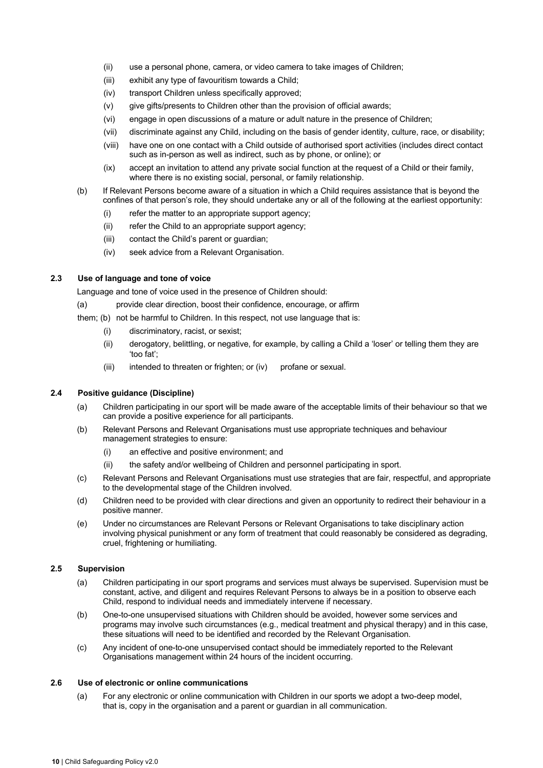(ii) use a personal phone, camera, or video camera to take images of Children;

(iii) exhibit any type of favouritism towards a Child;

(iv) transport Children unless specifically approved;

(v) give gifts/presents to Children other than the provision of official awards;

(vi) engage in open discussions of a mature or adult nature in the presence of Children;

(vii) discriminate against any Child, including on the basis of gender identity, culture, race, or disability;

(viii) have one on one contact with a Child outside of authorised sport activities (includes direct contact such as in-person as well as indirect, such as by phone, or online); or

(ix) accept an invitation to attend any private social function at the request of a Child or their family, where there is no existing social, personal, or family relationship.

(b) If Relevant Persons become aware of a situation in which a Child requires assistance that is beyond the confines of that person's role, they should undertake any or all of the following at the earliest opportunity:

(i) refer the matter to an appropriate support agency;

(ii) refer the Child to an appropriate support agency;

(iii) contact the Child's parent or guardian;

(iv) seek advice from a Relevant Organisation.

### 2.3 Use of language and tone of voice

Language and tone of voice used in the presence of Children should:

(a) provide clear direction, boost their confidence, encourage, or affirm them;

(b) not be harmful to Children. In this respect, not use language that is:

(i) discriminatory, racist, or sexist;

(ii) derogatory, belittling, or negative, for example, by calling a Child a 'loser' or telling them they are 'too fat';

(iii) intended to threaten or frighten; or

(iv) profane or sexual.

### 2.4 Positive guidance (Discipline)

(a) Children participating in our sport will be made aware of the acceptable limits of their behaviour so that we can provide a positive experience for all participants.

(b) Relevant Persons and Relevant Organisations must use appropriate techniques and behaviour management strategies to ensure:

(i) an effective and positive environment; and

(ii) the safety and/or wellbeing of Children and personnel participating in sport.

(c) Relevant Persons and Relevant Organisations must use strategies that are fair, respectful, and appropriate to the developmental stage of the Children involved.

(d) Children need to be provided with clear directions and given an opportunity to redirect their behaviour in a positive manner.

(e) Under no circumstances are Relevant Persons or Relevant Organisations to take disciplinary action involving physical punishment or any form of treatment that could reasonably be considered as degrading, cruel, frightening or humiliating.

### 2.5 Supervision

(a) Children participating in our sport programs and services must always be supervised. Supervision must be constant, active, and diligent and requires Relevant Persons to always be in a position to observe each Child, respond to individual needs and immediately intervene if necessary.

(b) One-to-one unsupervised situations with Children should be avoided, however some services and programs may involve such circumstances (e.g., medical treatment and physical therapy) and in this case, these situations will need to be identified and recorded by the Relevant Organisation.

(c) Any incident of one-to-one unsupervised contact should be immediately reported to the Relevant Organisations management within 24 hours of the incident occurring.

### 2.6 Use of electronic or online communications

(a) For any electronic or online communication with Children in our sports we adopt a two-deep model, that is, copy in the organisation and a parent or guardian in all communication.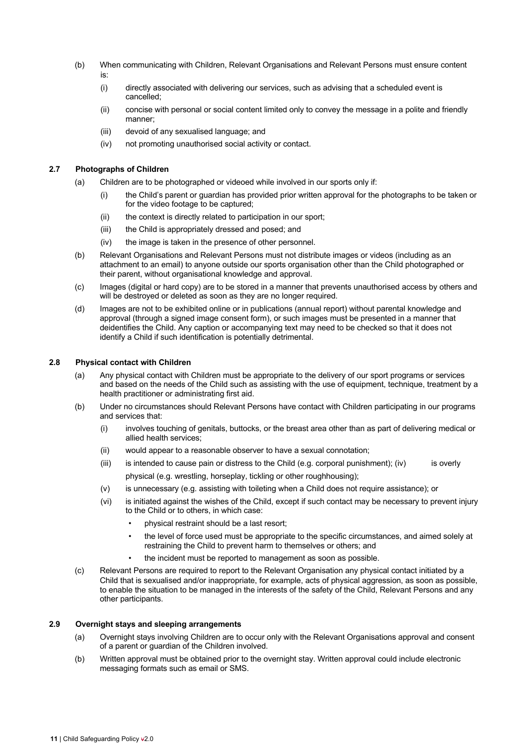(b) When communicating with Children, Relevant Organisations and Relevant Persons must ensure content is:

   (i) directly associated with delivering our services, such as advising that a scheduled event is cancelled;

   (ii) concise with personal or social content limited only to convey the message in a polite and friendly manner;

   (iii) devoid of any sexualised language; and

   (iv) not promoting unauthorised social activity or contact.

### 2.7 Photographs of Children

(a) Children are to be photographed or videoed while involved in our sports only if:

   (i) the Child's parent or guardian has provided prior written approval for the photographs to be taken or for the video footage to be captured;

   (ii) the context is directly related to participation in our sport;

   (iii) the Child is appropriately dressed and posed; and

   (iv) the image is taken in the presence of other personnel.

(b) Relevant Organisations and Relevant Persons must not distribute images or videos (including as an attachment to an email) to anyone outside our sports organisation other than the Child photographed or their parent, without organisational knowledge and approval.

(c) Images (digital or hard copy) are to be stored in a manner that prevents unauthorised access by others and will be destroyed or deleted as soon as they are no longer required.

(d) Images are not to be exhibited online or in publications (annual report) without parental knowledge and approval (through a signed image consent form), or such images must be presented in a manner that deidentifies the Child. Any caption or accompanying text may need to be checked so that it does not identify a Child if such identification is potentially detrimental.

### 2.8 Physical contact with Children

(a) Any physical contact with Children must be appropriate to the delivery of our sport programs or services and based on the needs of the Child such as assisting with the use of equipment, technique, treatment by a health practitioner or administrating first aid.

(b) Under no circumstances should Relevant Persons have contact with Children participating in our programs and services that:

   (i) involves touching of genitals, buttocks, or the breast area other than as part of delivering medical or allied health services;

   (ii) would appear to a reasonable observer to have a sexual connotation;

   (iii) is intended to cause pain or distress to the Child (e.g. corporal punishment);

   (iv) is overly physical (e.g. wrestling, horseplay, tickling or other roughhousing);

   (v) is unnecessary (e.g. assisting with toileting when a Child does not require assistance); or

   (vi) is initiated against the wishes of the Child, except if such contact may be necessary to prevent injury to the Child or to others, in which case:

      - physical restraint should be a last resort;
      - the level of force used must be appropriate to the specific circumstances, and aimed solely at restraining the Child to prevent harm to themselves or others; and
      - the incident must be reported to management as soon as possible.

(c) Relevant Persons are required to report to the Relevant Organisation any physical contact initiated by a Child that is sexualised and/or inappropriate, for example, acts of physical aggression, as soon as possible, to enable the situation to be managed in the interests of the safety of the Child, Relevant Persons and any other participants.

### 2.9 Overnight stays and sleeping arrangements

(a) Overnight stays involving Children are to occur only with the Relevant Organisations approval and consent of a parent or guardian of the Children involved.

(b) Written approval must be obtained prior to the overnight stay. Written approval could include electronic messaging formats such as email or SMS.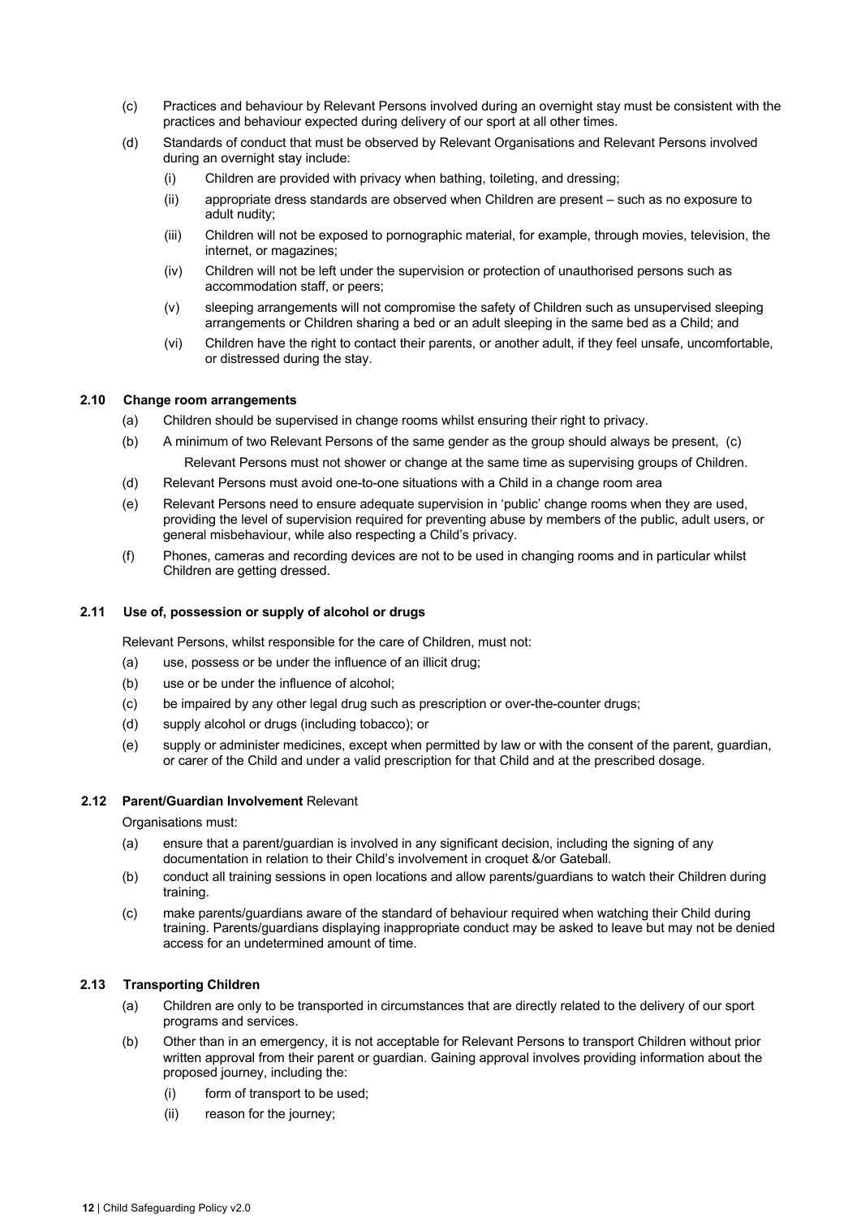(c) Practices and behaviour by Relevant Persons involved during an overnight stay must be consistent with the practices and behaviour expected during delivery of our sport at all other times.

(d) Standards of conduct that must be observed by Relevant Organisations and Relevant Persons involved during an overnight stay include:

   (i) Children are provided with privacy when bathing, toileting, and dressing;

   (ii) appropriate dress standards are observed when Children are present – such as no exposure to adult nudity;

   (iii) Children will not be exposed to pornographic material, for example, through movies, television, the internet, or magazines;

   (iv) Children will not be left under the supervision or protection of unauthorised persons such as accommodation staff, or peers;

   (v) sleeping arrangements will not compromise the safety of Children such as unsupervised sleeping arrangements or Children sharing a bed or an adult sleeping in the same bed as a Child; and

   (vi) Children have the right to contact their parents, or another adult, if they feel unsafe, uncomfortable, or distressed during the stay.

### 2.10 Change room arrangements

(a) Children should be supervised in change rooms whilst ensuring their right to privacy.

(b) A minimum of two Relevant Persons of the same gender as the group should always be present, (c) Relevant Persons must not shower or change at the same time as supervising groups of Children.

(d) Relevant Persons must avoid one-to-one situations with a Child in a change room area

(e) Relevant Persons need to ensure adequate supervision in 'public' change rooms when they are used, providing the level of supervision required for preventing abuse by members of the public, adult users, or general misbehaviour, while also respecting a Child's privacy.

(f) Phones, cameras and recording devices are not to be used in changing rooms and in particular whilst Children are getting dressed.

### 2.11 Use of, possession or supply of alcohol or drugs

Relevant Persons, whilst responsible for the care of Children, must not:

(a) use, possess or be under the influence of an illicit drug;

(b) use or be under the influence of alcohol;

(c) be impaired by any other legal drug such as prescription or over-the-counter drugs;

(d) supply alcohol or drugs (including tobacco); or

(e) supply or administer medicines, except when permitted by law or with the consent of the parent, guardian, or carer of the Child and under a valid prescription for that Child and at the prescribed dosage.

### 2.12 Parent/Guardian Involvement

Relevant Organisations must:

(a) ensure that a parent/guardian is involved in any significant decision, including the signing of any documentation in relation to their Child's involvement in croquet &/or Gateball.

(b) conduct all training sessions in open locations and allow parents/guardians to watch their Children during training.

(c) make parents/guardians aware of the standard of behaviour required when watching their Child during training. Parents/guardians displaying inappropriate conduct may be asked to leave but may not be denied access for an undetermined amount of time.

### 2.13 Transporting Children

(a) Children are only to be transported in circumstances that are directly related to the delivery of our sport programs and services.

(b) Other than in an emergency, it is not acceptable for Relevant Persons to transport Children without prior written approval from their parent or guardian. Gaining approval involves providing information about the proposed journey, including the:

   (i) form of transport to be used;

   (ii) reason for the journey;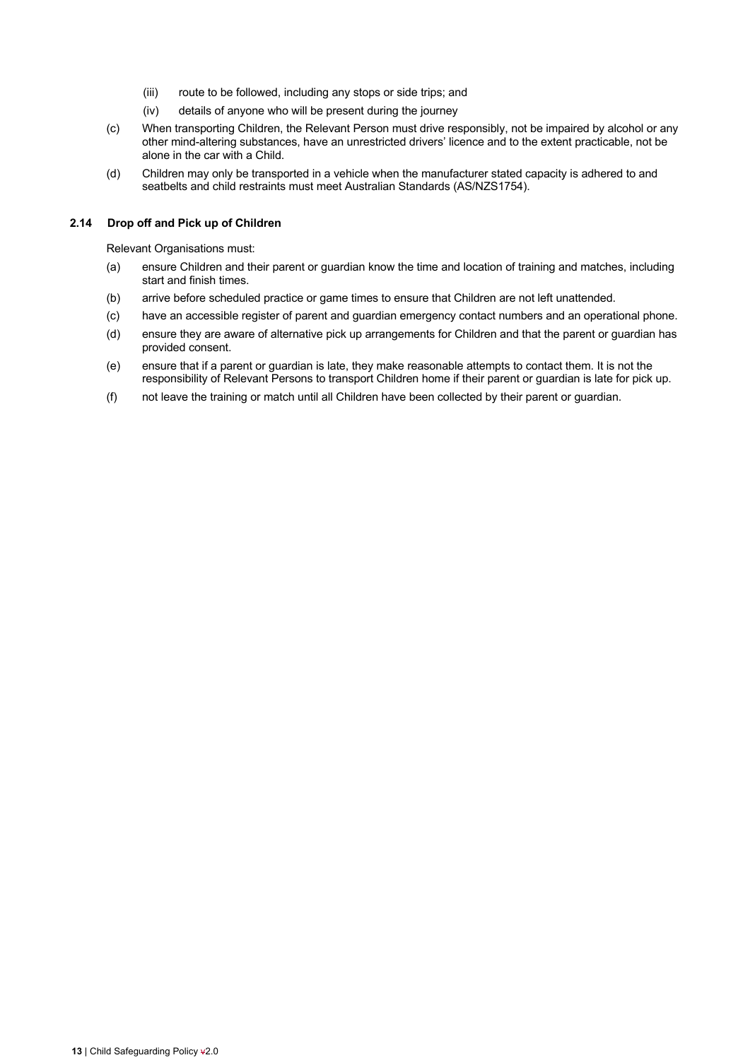(iii) route to be followed, including any stops or side trips; and

(iv) details of anyone who will be present during the journey

(c) When transporting Children, the Relevant Person must drive responsibly, not be impaired by alcohol or any other mind-altering substances, have an unrestricted drivers' licence and to the extent practicable, not be alone in the car with a Child.

(d) Children may only be transported in a vehicle when the manufacturer stated capacity is adhered to and seatbelts and child restraints must meet Australian Standards (AS/NZS1754).

### 2.14 Drop off and Pick up of Children

Relevant Organisations must:

(a) ensure Children and their parent or guardian know the time and location of training and matches, including start and finish times.

(b) arrive before scheduled practice or game times to ensure that Children are not left unattended.

(c) have an accessible register of parent and guardian emergency contact numbers and an operational phone.

(d) ensure they are aware of alternative pick up arrangements for Children and that the parent or guardian has provided consent.

(e) ensure that if a parent or guardian is late, they make reasonable attempts to contact them. It is not the responsibility of Relevant Persons to transport Children home if their parent or guardian is late for pick up.

(f) not leave the training or match until all Children have been collected by their parent or guardian.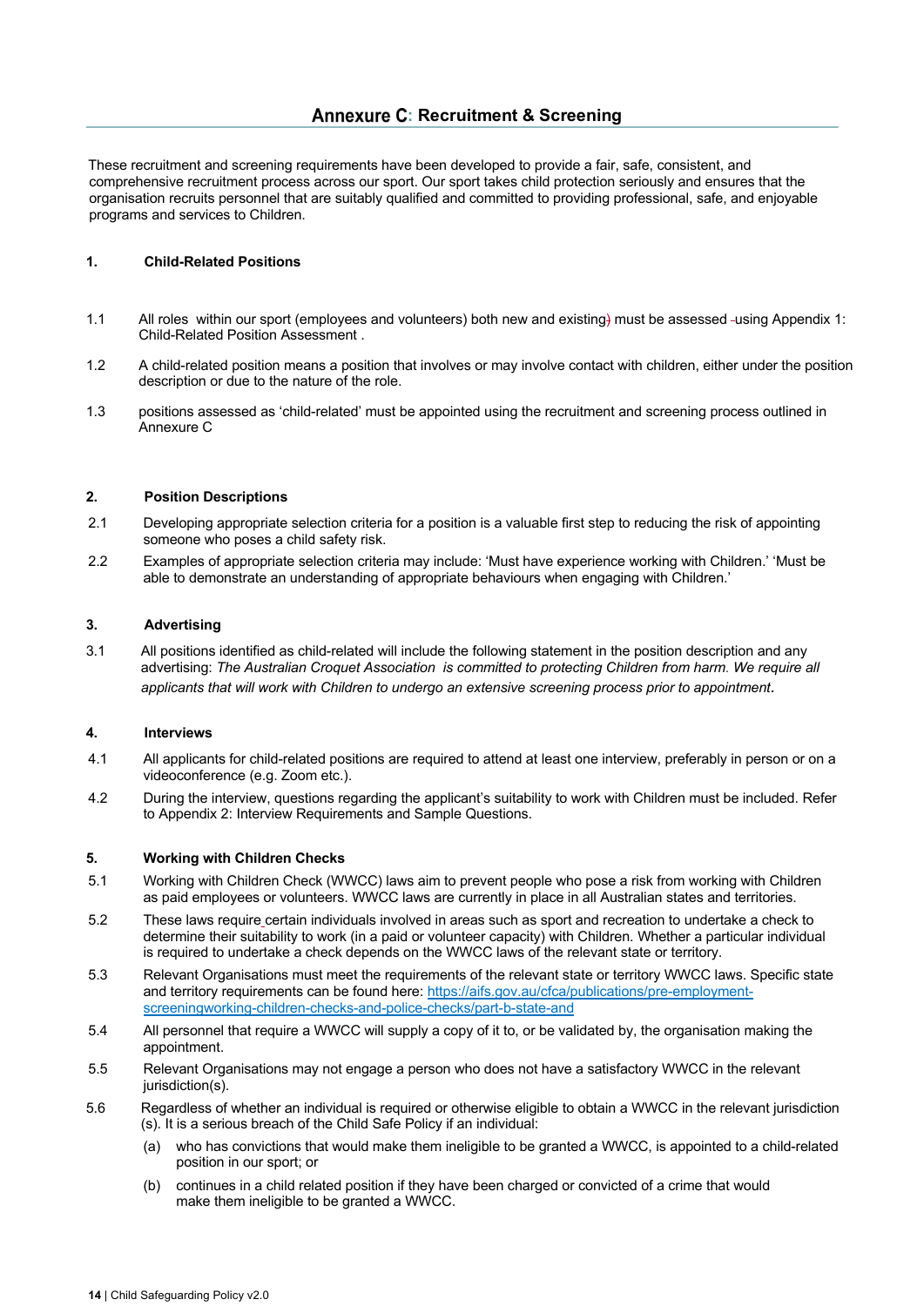## Annexure C: Recruitment & Screening

These recruitment and screening requirements have been developed to provide a fair, safe, consistent, and comprehensive recruitment process across our sport. Our sport takes child protection seriously and ensures that the organisation recruits personnel that are suitably qualified and committed to providing professional, safe, and enjoyable programs and services to Children.

### 1. Child-Related Positions

1.1 All roles within our sport (employees and volunteers) both new and existing) must be assessed using Appendix 1: Child-Related Position Assessment .

1.2 A child-related position means a position that involves or may involve contact with children, either under the position description or due to the nature of the role.

1.3 positions assessed as 'child-related' must be appointed using the recruitment and screening process outlined in Annexure C

### 2. Position Descriptions

2.1 Developing appropriate selection criteria for a position is a valuable first step to reducing the risk of appointing someone who poses a child safety risk.

2.2 Examples of appropriate selection criteria may include: 'Must have experience working with Children.' 'Must be able to demonstrate an understanding of appropriate behaviours when engaging with Children.'

### 3. Advertising

3.1 All positions identified as child-related will include the following statement in the position description and any advertising: *The Australian Croquet Association is committed to protecting Children from harm. We require all applicants that will work with Children to undergo an extensive screening process prior to appointment*.

### 4. Interviews

4.1 All applicants for child-related positions are required to attend at least one interview, preferably in person or on a videoconference (e.g. Zoom etc.).

4.2 During the interview, questions regarding the applicant's suitability to work with Children must be included. Refer to Appendix 2: Interview Requirements and Sample Questions.

### 5. Working with Children Checks

5.1 Working with Children Check (WWCC) laws aim to prevent people who pose a risk from working with Children as paid employees or volunteers. WWCC laws are currently in place in all Australian states and territories.

5.2 These laws require certain individuals involved in areas such as sport and recreation to undertake a check to determine their suitability to work (in a paid or volunteer capacity) with Children. Whether a particular individual is required to undertake a check depends on the WWCC laws of the relevant state or territory.

5.3 Relevant Organisations must meet the requirements of the relevant state or territory WWCC laws. Specific state and territory requirements can be found here: https://aifs.gov.au/cfca/publications/pre-employment-screeningworking-children-checks-and-police-checks/part-b-state-and

5.4 All personnel that require a WWCC will supply a copy of it to, or be validated by, the organisation making the appointment.

5.5 Relevant Organisations may not engage a person who does not have a satisfactory WWCC in the relevant jurisdiction(s).

5.6 Regardless of whether an individual is required or otherwise eligible to obtain a WWCC in the relevant jurisdiction (s). It is a serious breach of the Child Safe Policy if an individual:

(a) who has convictions that would make them ineligible to be granted a WWCC, is appointed to a child-related position in our sport; or

(b) continues in a child related position if they have been charged or convicted of a crime that would make them ineligible to be granted a WWCC.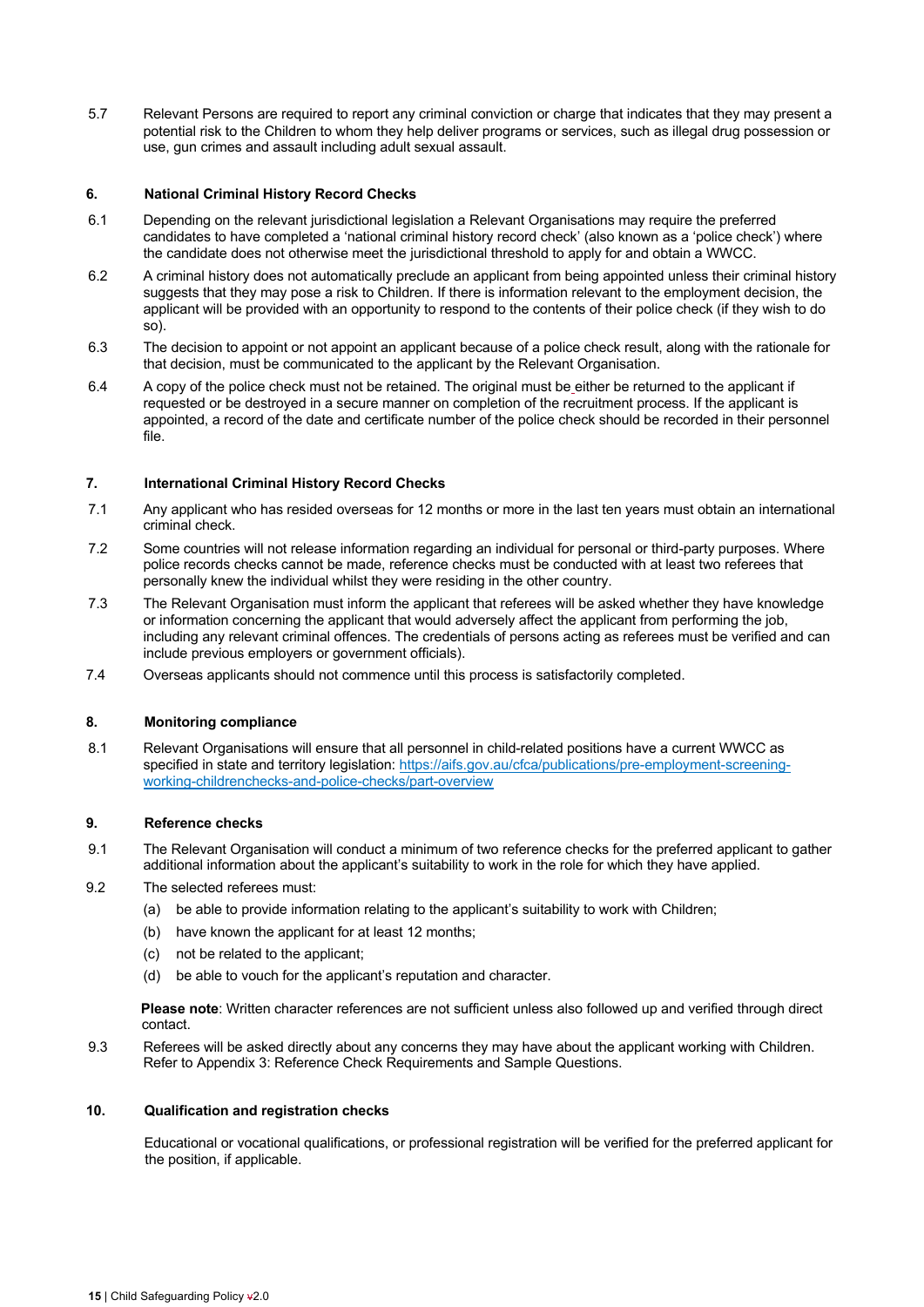5.7 Relevant Persons are required to report any criminal conviction or charge that indicates that they may present a potential risk to the Children to whom they help deliver programs or services, such as illegal drug possession or use, gun crimes and assault including adult sexual assault.

## 6. National Criminal History Record Checks

6.1 Depending on the relevant jurisdictional legislation a Relevant Organisations may require the preferred candidates to have completed a 'national criminal history record check' (also known as a 'police check') where the candidate does not otherwise meet the jurisdictional threshold to apply for and obtain a WWCC.

6.2 A criminal history does not automatically preclude an applicant from being appointed unless their criminal history suggests that they may pose a risk to Children. If there is information relevant to the employment decision, the applicant will be provided with an opportunity to respond to the contents of their police check (if they wish to do so).

6.3 The decision to appoint or not appoint an applicant because of a police check result, along with the rationale for that decision, must be communicated to the applicant by the Relevant Organisation.

6.4 A copy of the police check must not be retained. The original must be either be returned to the applicant if requested or be destroyed in a secure manner on completion of the recruitment process. If the applicant is appointed, a record of the date and certificate number of the police check should be recorded in their personnel file.

## 7. International Criminal History Record Checks

7.1 Any applicant who has resided overseas for 12 months or more in the last ten years must obtain an international criminal check.

7.2 Some countries will not release information regarding an individual for personal or third-party purposes. Where police records checks cannot be made, reference checks must be conducted with at least two referees that personally knew the individual whilst they were residing in the other country.

7.3 The Relevant Organisation must inform the applicant that referees will be asked whether they have knowledge or information concerning the applicant that would adversely affect the applicant from performing the job, including any relevant criminal offences. The credentials of persons acting as referees must be verified and can include previous employers or government officials).

7.4 Overseas applicants should not commence until this process is satisfactorily completed.

## 8. Monitoring compliance

8.1 Relevant Organisations will ensure that all personnel in child-related positions have a current WWCC as specified in state and territory legislation: [https://aifs.gov.au/cfca/publications/pre-employment-screening-working-childrenchecks-and-police-checks/part-overview](https://aifs.gov.au/cfca/publications/pre-employment-screening-working-childrenchecks-and-police-checks/part-overview)

## 9. Reference checks

9.1 The Relevant Organisation will conduct a minimum of two reference checks for the preferred applicant to gather additional information about the applicant's suitability to work in the role for which they have applied.

9.2 The selected referees must:

(a) be able to provide information relating to the applicant's suitability to work with Children;

(b) have known the applicant for at least 12 months;

(c) not be related to the applicant;

(d) be able to vouch for the applicant's reputation and character.

**Please note**: Written character references are not sufficient unless also followed up and verified through direct contact.

9.3 Referees will be asked directly about any concerns they may have about the applicant working with Children. Refer to Appendix 3: Reference Check Requirements and Sample Questions.

## 10. Qualification and registration checks

Educational or vocational qualifications, or professional registration will be verified for the preferred applicant for the position, if applicable.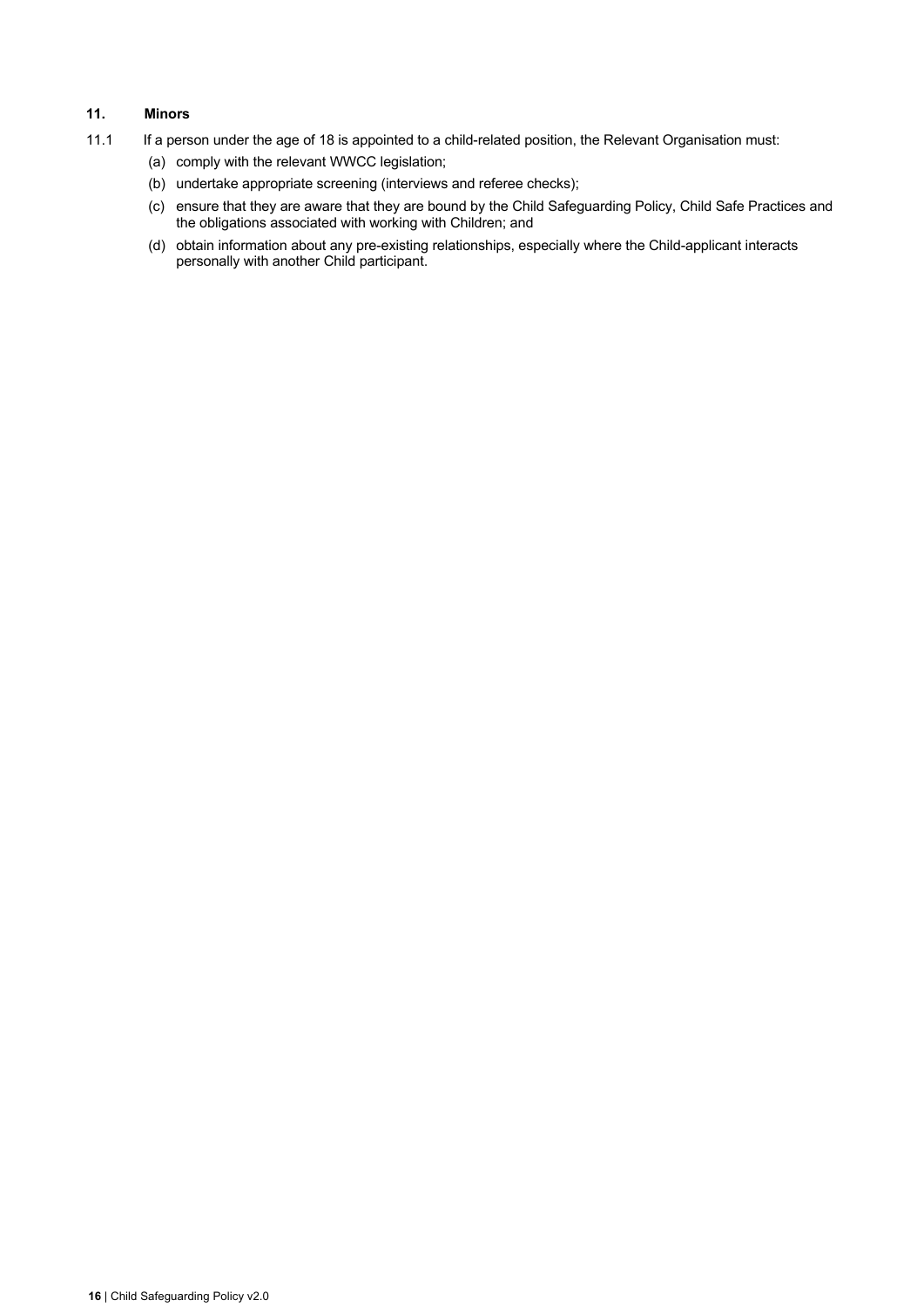## 11. Minors

11.1 If a person under the age of 18 is appointed to a child-related position, the Relevant Organisation must:

(a) comply with the relevant WWCC legislation;

(b) undertake appropriate screening (interviews and referee checks);

(c) ensure that they are aware that they are bound by the Child Safeguarding Policy, Child Safe Practices and the obligations associated with working with Children; and

(d) obtain information about any pre-existing relationships, especially where the Child-applicant interacts personally with another Child participant.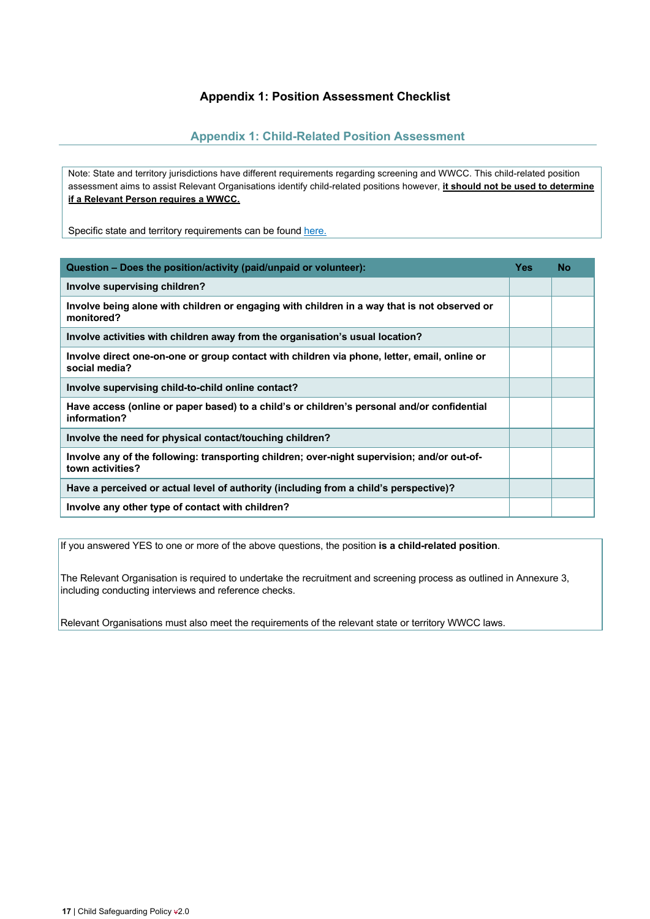# Appendix 1: Position Assessment Checklist

## Appendix 1: Child-Related Position Assessment

Note: State and territory jurisdictions have different requirements regarding screening and WWCC. This child-related position assessment aims to assist Relevant Organisations identify child-related positions however, **it should not be used to determine if a Relevant Person requires a WWCC.**

Specific state and territory requirements can be found [here.]

| Question – Does the position/activity (paid/unpaid or volunteer): | Yes | No |
|---|---|---|
| Involve supervising children? | | |
| Involve being alone with children or engaging with children in a way that is not observed or monitored? | | |
| Involve activities with children away from the organisation's usual location? | | |
| Involve direct one-on-one or group contact with children via phone, letter, email, online or social media? | | |
| Involve supervising child-to-child online contact? | | |
| Have access (online or paper based) to a child's or children's personal and/or confidential information? | | |
| Involve the need for physical contact/touching children? | | |
| Involve any of the following: transporting children; over-night supervision; and/or out-of-town activities? | | |
| Have a perceived or actual level of authority (including from a child's perspective)? | | |
| Involve any other type of contact with children? | | |

If you answered YES to one or more of the above questions, the position **is a child-related position**.

The Relevant Organisation is required to undertake the recruitment and screening process as outlined in Annexure 3, including conducting interviews and reference checks.

Relevant Organisations must also meet the requirements of the relevant state or territory WWCC laws.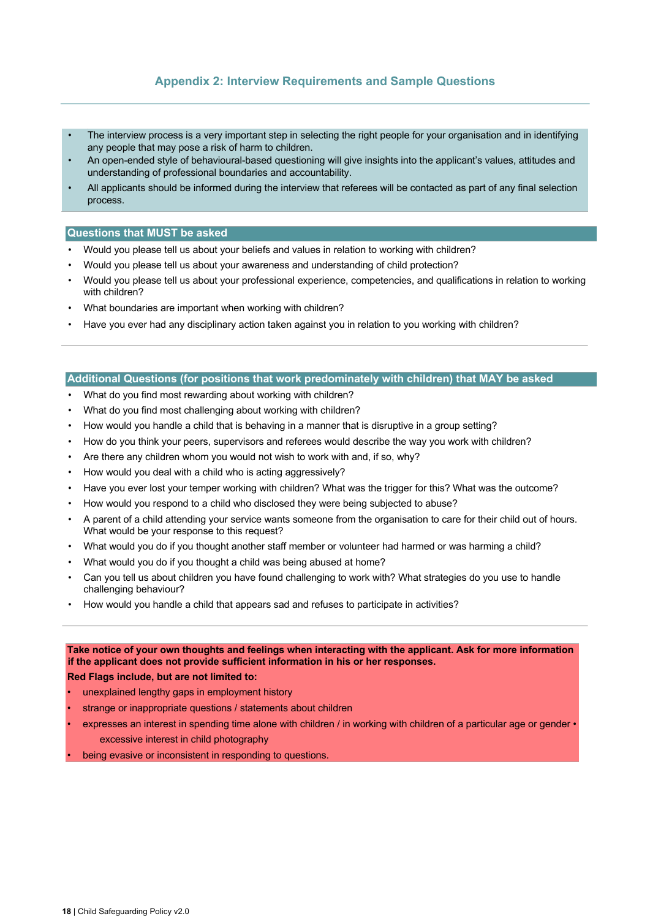## Appendix 2: Interview Requirements and Sample Questions

- The interview process is a very important step in selecting the right people for your organisation and in identifying any people that may pose a risk of harm to children.
- An open-ended style of behavioural-based questioning will give insights into the applicant's values, attitudes and understanding of professional boundaries and accountability.
- All applicants should be informed during the interview that referees will be contacted as part of any final selection process.

### Questions that MUST be asked

- Would you please tell us about your beliefs and values in relation to working with children?
- Would you please tell us about your awareness and understanding of child protection?
- Would you please tell us about your professional experience, competencies, and qualifications in relation to working with children?
- What boundaries are important when working with children?
- Have you ever had any disciplinary action taken against you in relation to you working with children?

### Additional Questions (for positions that work predominately with children) that MAY be asked

- What do you find most rewarding about working with children?
- What do you find most challenging about working with children?
- How would you handle a child that is behaving in a manner that is disruptive in a group setting?
- How do you think your peers, supervisors and referees would describe the way you work with children?
- Are there any children whom you would not wish to work with and, if so, why?
- How would you deal with a child who is acting aggressively?
- Have you ever lost your temper working with children? What was the trigger for this? What was the outcome?
- How would you respond to a child who disclosed they were being subjected to abuse?
- A parent of a child attending your service wants someone from the organisation to care for their child out of hours. What would be your response to this request?
- What would you do if you thought another staff member or volunteer had harmed or was harming a child?
- What would you do if you thought a child was being abused at home?
- Can you tell us about children you have found challenging to work with? What strategies do you use to handle challenging behaviour?
- How would you handle a child that appears sad and refuses to participate in activities?

**Take notice of your own thoughts and feelings when interacting with the applicant. Ask for more information if the applicant does not provide sufficient information in his or her responses.**

**Red Flags include, but are not limited to:**

- unexplained lengthy gaps in employment history
- strange or inappropriate questions / statements about children
- expresses an interest in spending time alone with children / in working with children of a particular age or gender
- excessive interest in child photography
- being evasive or inconsistent in responding to questions.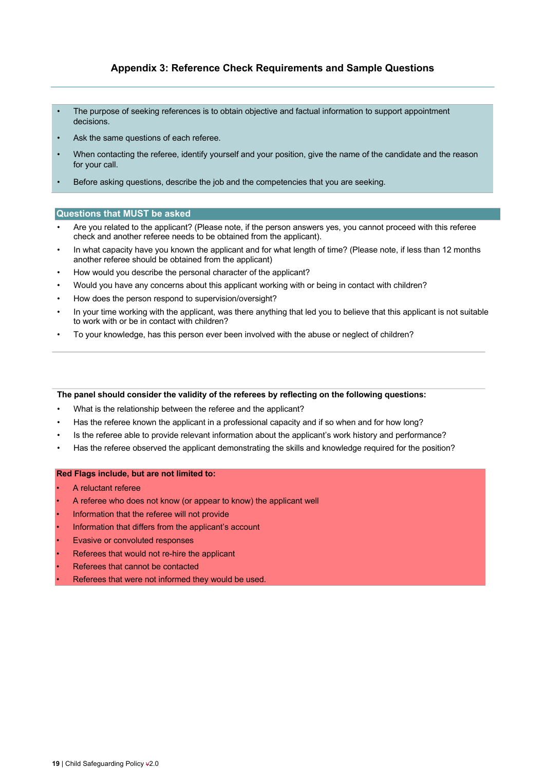## Appendix 3: Reference Check Requirements and Sample Questions

- The purpose of seeking references is to obtain objective and factual information to support appointment decisions.
- Ask the same questions of each referee.
- When contacting the referee, identify yourself and your position, give the name of the candidate and the reason for your call.
- Before asking questions, describe the job and the competencies that you are seeking.

**Questions that MUST be asked**

- Are you related to the applicant? (Please note, if the person answers yes, you cannot proceed with this referee check and another referee needs to be obtained from the applicant).
- In what capacity have you known the applicant and for what length of time? (Please note, if less than 12 months another referee should be obtained from the applicant)
- How would you describe the personal character of the applicant?
- Would you have any concerns about this applicant working with or being in contact with children?
- How does the person respond to supervision/oversight?
- In your time working with the applicant, was there anything that led you to believe that this applicant is not suitable to work with or be in contact with children?
- To your knowledge, has this person ever been involved with the abuse or neglect of children?

**The panel should consider the validity of the referees by reflecting on the following questions:**

- What is the relationship between the referee and the applicant?
- Has the referee known the applicant in a professional capacity and if so when and for how long?
- Is the referee able to provide relevant information about the applicant's work history and performance?
- Has the referee observed the applicant demonstrating the skills and knowledge required for the position?

**Red Flags include, but are not limited to:**

- A reluctant referee
- A referee who does not know (or appear to know) the applicant well
- Information that the referee will not provide
- Information that differs from the applicant's account
- Evasive or convoluted responses
- Referees that would not re-hire the applicant
- Referees that cannot be contacted
- Referees that were not informed they would be used.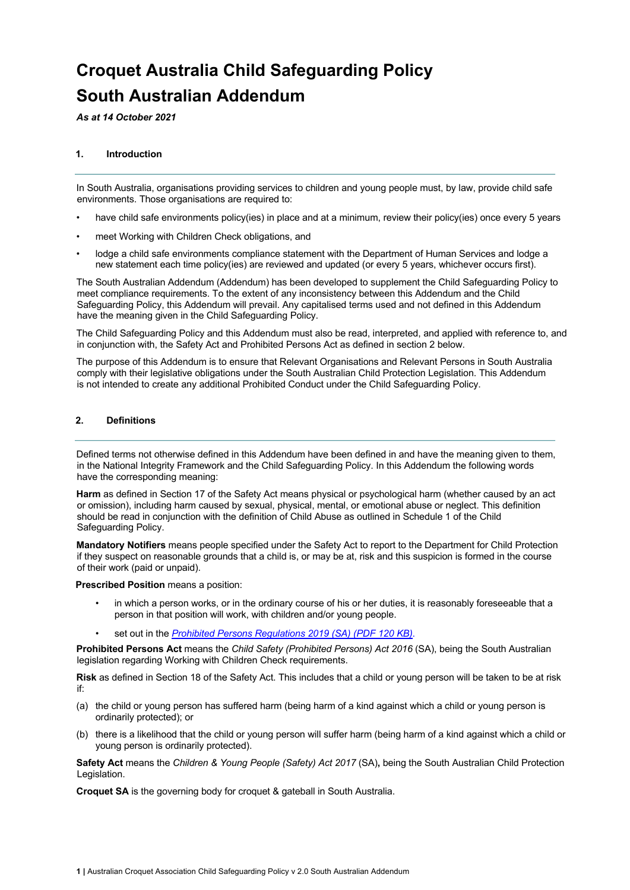# Croquet Australia Child Safeguarding Policy

# South Australian Addendum

***As at 14 October 2021***

## 1. Introduction

In South Australia, organisations providing services to children and young people must, by law, provide child safe environments. Those organisations are required to:

- have child safe environments policy(ies) in place and at a minimum, review their policy(ies) once every 5 years
- meet Working with Children Check obligations, and
- lodge a child safe environments compliance statement with the Department of Human Services and lodge a new statement each time policy(ies) are reviewed and updated (or every 5 years, whichever occurs first).

The South Australian Addendum (Addendum) has been developed to supplement the Child Safeguarding Policy to meet compliance requirements. To the extent of any inconsistency between this Addendum and the Child Safeguarding Policy, this Addendum will prevail. Any capitalised terms used and not defined in this Addendum have the meaning given in the Child Safeguarding Policy.

The Child Safeguarding Policy and this Addendum must also be read, interpreted, and applied with reference to, and in conjunction with, the Safety Act and Prohibited Persons Act as defined in section 2 below.

The purpose of this Addendum is to ensure that Relevant Organisations and Relevant Persons in South Australia comply with their legislative obligations under the South Australian Child Protection Legislation. This Addendum is not intended to create any additional Prohibited Conduct under the Child Safeguarding Policy.

## 2. Definitions

Defined terms not otherwise defined in this Addendum have been defined in and have the meaning given to them, in the National Integrity Framework and the Child Safeguarding Policy. In this Addendum the following words have the corresponding meaning:

**Harm** as defined in Section 17 of the Safety Act means physical or psychological harm (whether caused by an act or omission), including harm caused by sexual, physical, mental, or emotional abuse or neglect. This definition should be read in conjunction with the definition of Child Abuse as outlined in Schedule 1 of the Child Safeguarding Policy.

**Mandatory Notifiers** means people specified under the Safety Act to report to the Department for Child Protection if they suspect on reasonable grounds that a child is, or may be at, risk and this suspicion is formed in the course of their work (paid or unpaid).

**Prescribed Position** means a position:

- in which a person works, or in the ordinary course of his or her duties, it is reasonably foreseeable that a person in that position will work, with children and/or young people.
- set out in the *Prohibited Persons Regulations 2019 (SA) (PDF 120 KB)*.

**Prohibited Persons Act** means the *Child Safety (Prohibited Persons) Act 2016* (SA), being the South Australian legislation regarding Working with Children Check requirements.

**Risk** as defined in Section 18 of the Safety Act. This includes that a child or young person will be taken to be at risk if:

(a) the child or young person has suffered harm (being harm of a kind against which a child or young person is ordinarily protected); or

(b) there is a likelihood that the child or young person will suffer harm (being harm of a kind against which a child or young person is ordinarily protected).

**Safety Act** means the *Children & Young People (Safety) Act 2017* (SA), being the South Australian Child Protection Legislation.

**Croquet SA** is the governing body for croquet & gateball in South Australia.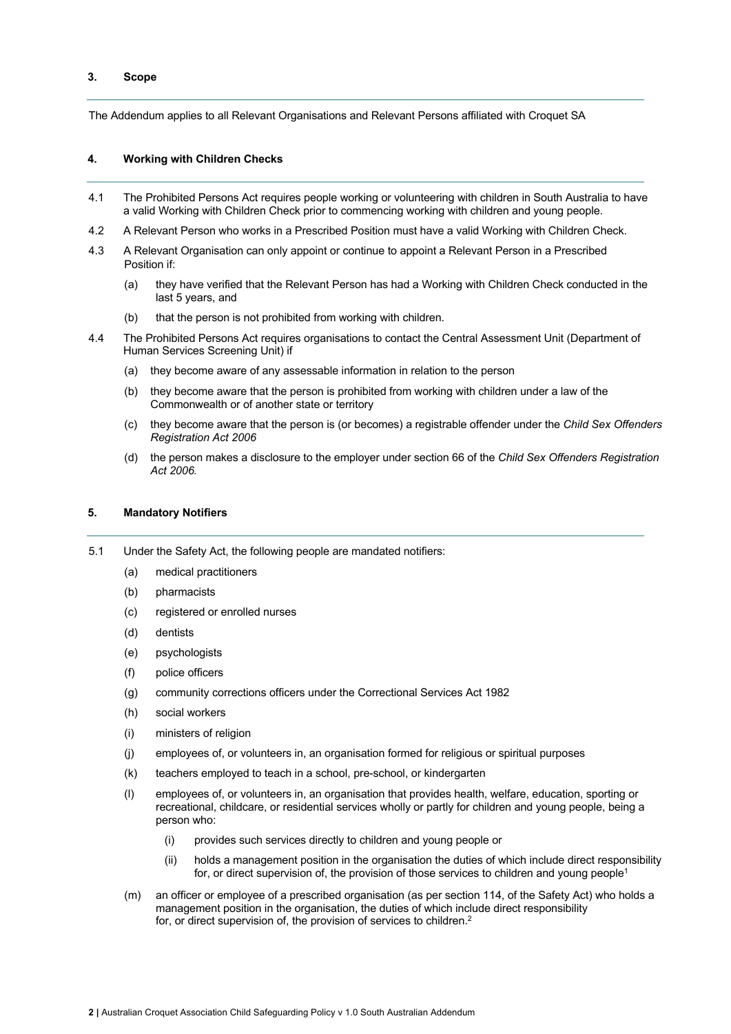## 3. Scope

The Addendum applies to all Relevant Organisations and Relevant Persons affiliated with Croquet SA

## 4. Working with Children Checks

4.1 The Prohibited Persons Act requires people working or volunteering with children in South Australia to have a valid Working with Children Check prior to commencing working with children and young people.

4.2 A Relevant Person who works in a Prescribed Position must have a valid Working with Children Check.

4.3 A Relevant Organisation can only appoint or continue to appoint a Relevant Person in a Prescribed Position if:

- (a) they have verified that the Relevant Person has had a Working with Children Check conducted in the last 5 years, and
- (b) that the person is not prohibited from working with children.

4.4 The Prohibited Persons Act requires organisations to contact the Central Assessment Unit (Department of Human Services Screening Unit) if

- (a) they become aware of any assessable information in relation to the person
- (b) they become aware that the person is prohibited from working with children under a law of the Commonwealth or of another state or territory
- (c) they become aware that the person is (or becomes) a registrable offender under the *Child Sex Offenders Registration Act 2006*
- (d) the person makes a disclosure to the employer under section 66 of the *Child Sex Offenders Registration Act 2006.*

## 5. Mandatory Notifiers

5.1 Under the Safety Act, the following people are mandated notifiers:

- (a) medical practitioners
- (b) pharmacists
- (c) registered or enrolled nurses
- (d) dentists
- (e) psychologists
- (f) police officers
- (g) community corrections officers under the Correctional Services Act 1982
- (h) social workers
- (i) ministers of religion
- (j) employees of, or volunteers in, an organisation formed for religious or spiritual purposes
- (k) teachers employed to teach in a school, pre-school, or kindergarten
- (l) employees of, or volunteers in, an organisation that provides health, welfare, education, sporting or recreational, childcare, or residential services wholly or partly for children and young people, being a person who:
  - (i) provides such services directly to children and young people or
  - (ii) holds a management position in the organisation the duties of which include direct responsibility for, or direct supervision of, the provision of those services to children and young people[1]
- (m) an officer or employee of a prescribed organisation (as per section 114, of the Safety Act) who holds a management position in the organisation, the duties of which include direct responsibility for, or direct supervision of, the provision of services to children.[2]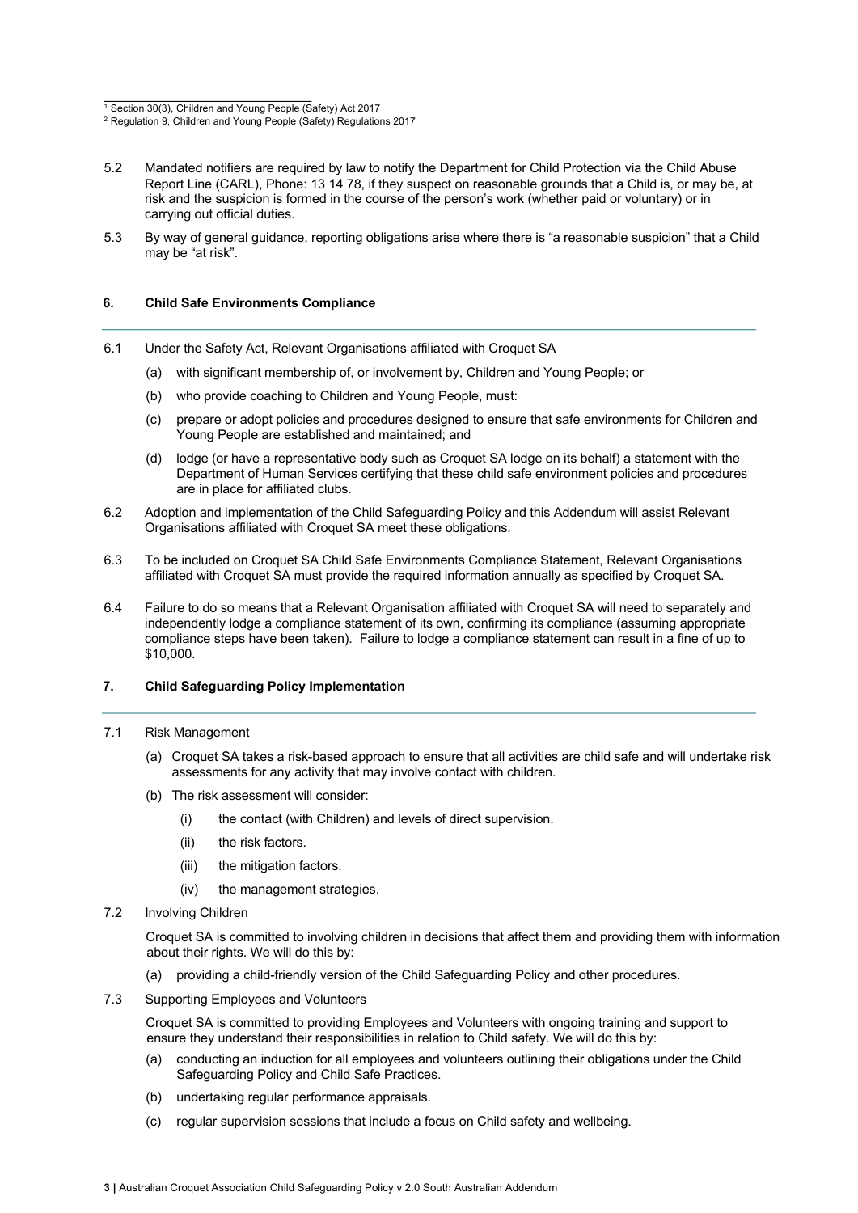[1] Section 30(3), Children and Young People (Safety) Act 2017

[2] Regulation 9, Children and Young People (Safety) Regulations 2017

5.2 Mandated notifiers are required by law to notify the Department for Child Protection via the Child Abuse Report Line (CARL), Phone: 13 14 78, if they suspect on reasonable grounds that a Child is, or may be, at risk and the suspicion is formed in the course of the person's work (whether paid or voluntary) or in carrying out official duties.

5.3 By way of general guidance, reporting obligations arise where there is "a reasonable suspicion" that a Child may be "at risk".

## 6. Child Safe Environments Compliance

6.1 Under the Safety Act, Relevant Organisations affiliated with Croquet SA

- (a) with significant membership of, or involvement by, Children and Young People; or
- (b) who provide coaching to Children and Young People, must:
- (c) prepare or adopt policies and procedures designed to ensure that safe environments for Children and Young People are established and maintained; and
- (d) lodge (or have a representative body such as Croquet SA lodge on its behalf) a statement with the Department of Human Services certifying that these child safe environment policies and procedures are in place for affiliated clubs.

6.2 Adoption and implementation of the Child Safeguarding Policy and this Addendum will assist Relevant Organisations affiliated with Croquet SA meet these obligations.

6.3 To be included on Croquet SA Child Safe Environments Compliance Statement, Relevant Organisations affiliated with Croquet SA must provide the required information annually as specified by Croquet SA.

6.4 Failure to do so means that a Relevant Organisation affiliated with Croquet SA will need to separately and independently lodge a compliance statement of its own, confirming its compliance (assuming appropriate compliance steps have been taken). Failure to lodge a compliance statement can result in a fine of up to $10,000.

## 7. Child Safeguarding Policy Implementation

7.1 Risk Management

- (a) Croquet SA takes a risk-based approach to ensure that all activities are child safe and will undertake risk assessments for any activity that may involve contact with children.
- (b) The risk assessment will consider:
  - (i) the contact (with Children) and levels of direct supervision.
  - (ii) the risk factors.
  - (iii) the mitigation factors.
  - (iv) the management strategies.

7.2 Involving Children

Croquet SA is committed to involving children in decisions that affect them and providing them with information about their rights. We will do this by:

- (a) providing a child-friendly version of the Child Safeguarding Policy and other procedures.

7.3 Supporting Employees and Volunteers

Croquet SA is committed to providing Employees and Volunteers with ongoing training and support to ensure they understand their responsibilities in relation to Child safety. We will do this by:

- (a) conducting an induction for all employees and volunteers outlining their obligations under the Child Safeguarding Policy and Child Safe Practices.
- (b) undertaking regular performance appraisals.
- (c) regular supervision sessions that include a focus on Child safety and wellbeing.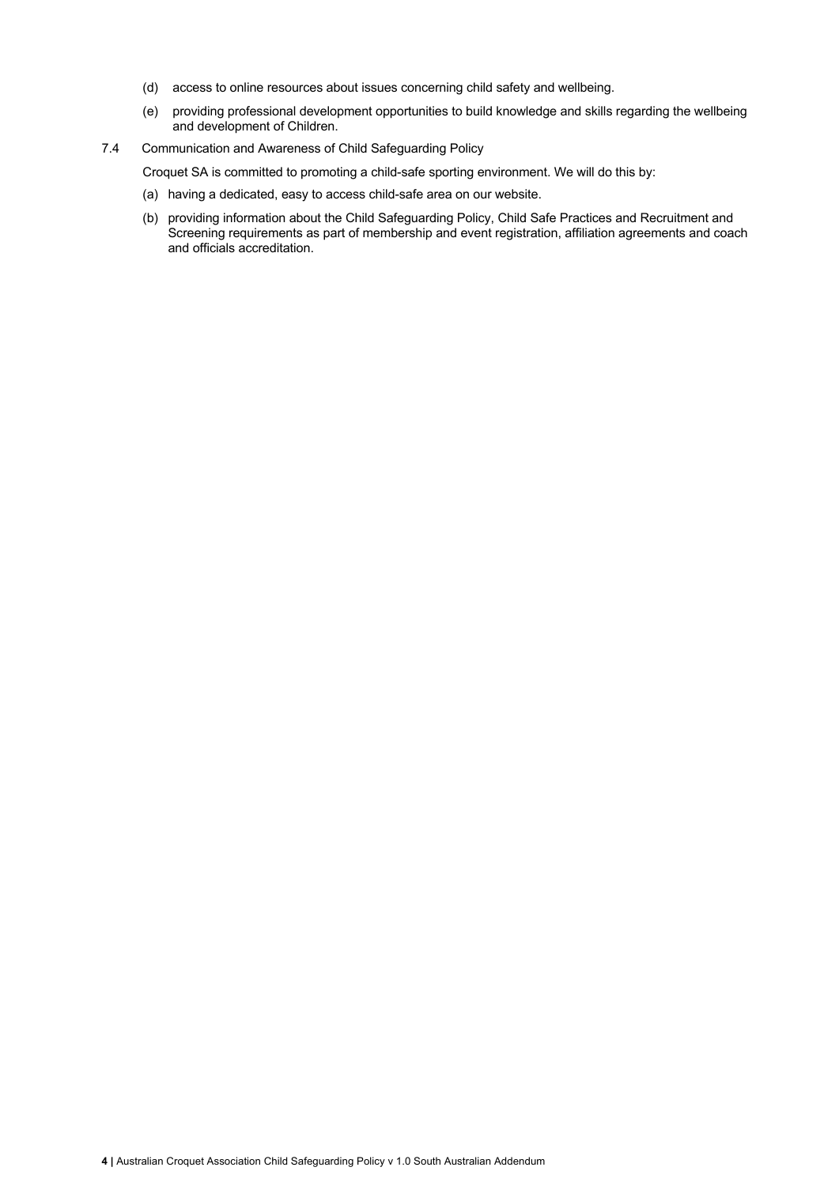(d) access to online resources about issues concerning child safety and wellbeing.

(e) providing professional development opportunities to build knowledge and skills regarding the wellbeing and development of Children.

7.4 Communication and Awareness of Child Safeguarding Policy

Croquet SA is committed to promoting a child-safe sporting environment. We will do this by:

(a) having a dedicated, easy to access child-safe area on our website.

(b) providing information about the Child Safeguarding Policy, Child Safe Practices and Recruitment and Screening requirements as part of membership and event registration, affiliation agreements and coach and officials accreditation.